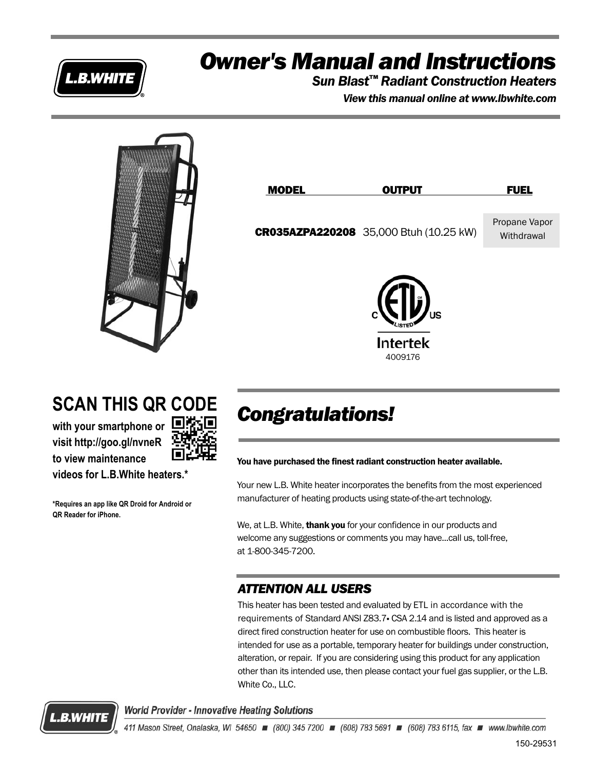# Owner's Manual and Instructions

## *Sun Blast™ Radiant Construction Heaters*

*View this manual online at www.lbwhite.com*

| MODEL | OUTPUT | FUEL |
|---|---|---|
| **CR035AZPA220208** | 35,000 Btuh (10.25 kW) | Propane Vapor Withdrawal |

C ETL US LISTED
Intertek
4009176

## SCAN THIS QR CODE

**with your smartphone or visit http://goo.gl/nvneR to view maintenance videos for L.B.White heaters.***

***Requires an app like QR Droid for Android or QR Reader for iPhone.**

## *Congratulations!*

**You have purchased the finest radiant construction heater available.**

Your new L.B. White heater incorporates the benefits from the most experienced manufacturer of heating products using state-of-the-art technology.

We, at L.B. White, **thank you** for your confidence in our products and welcome any suggestions or comments you may have...call us, toll-free, at 1-800-345-7200.

### *ATTENTION ALL USERS*

This heater has been tested and evaluated by ETL in accordance with the requirements of Standard ANSI Z83.7• CSA 2.14 and is listed and approved as a direct fired construction heater for use on combustible floors. This heater is intended for use as a portable, temporary heater for buildings under construction, alteration, or repair. If you are considering using this product for any application other than its intended use, then please contact your fuel gas supplier, or the L.B. White Co., LLC.

*World Provider - Innovative Heating Solutions*

*411 Mason Street, Onalaska, WI 54650 ■ (800) 345 7200 ■ (608) 783 5691 ■ (608) 783 6115, fax ■ www.lbwhite.com*

150-29531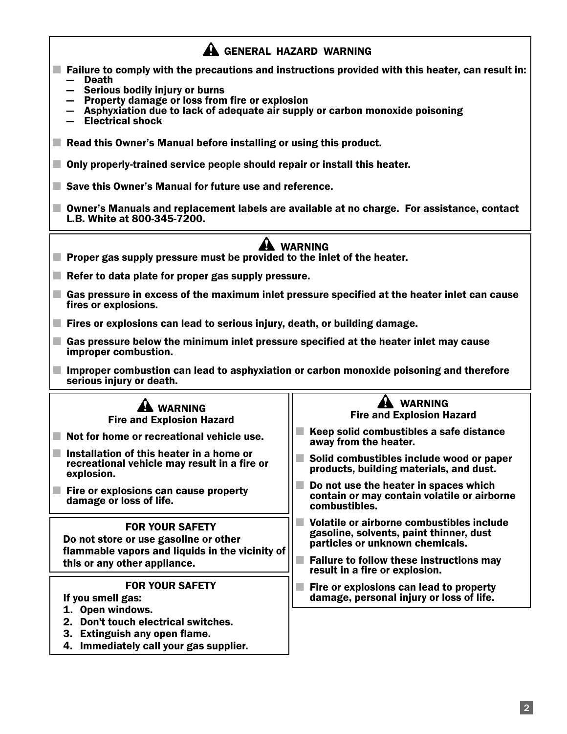## ⚠ GENERAL HAZARD WARNING

- **Failure to comply with the precautions and instructions provided with this heater, can result in:**
  - — Death
  - — Serious bodily injury or burns
  - — Property damage or loss from fire or explosion
  - — Asphyxiation due to lack of adequate air supply or carbon monoxide poisoning
  - — Electrical shock
- **Read this Owner's Manual before installing or using this product.**
- **Only properly-trained service people should repair or install this heater.**
- **Save this Owner's Manual for future use and reference.**
- **Owner's Manuals and replacement labels are available at no charge. For assistance, contact L.B. White at 800-345-7200.**

## ⚠ WARNING

- **Proper gas supply pressure must be provided to the inlet of the heater.**
- **Refer to data plate for proper gas supply pressure.**
- **Gas pressure in excess of the maximum inlet pressure specified at the heater inlet can cause fires or explosions.**
- **Fires or explosions can lead to serious injury, death, or building damage.**
- **Gas pressure below the minimum inlet pressure specified at the heater inlet may cause improper combustion.**
- **Improper combustion can lead to asphyxiation or carbon monoxide poisoning and therefore serious injury or death.**

## ⚠ WARNING
### Fire and Explosion Hazard

- **Not for home or recreational vehicle use.**
- **Installation of this heater in a home or recreational vehicle may result in a fire or explosion.**
- **Fire or explosions can cause property damage or loss of life.**

### FOR YOUR SAFETY

**Do not store or use gasoline or other flammable vapors and liquids in the vicinity of this or any other appliance.**

### FOR YOUR SAFETY

**If you smell gas:**

1. **Open windows.**
2. **Don't touch electrical switches.**
3. **Extinguish any open flame.**
4. **Immediately call your gas supplier.**

## ⚠ WARNING
### Fire and Explosion Hazard

- **Keep solid combustibles a safe distance away from the heater.**
- **Solid combustibles include wood or paper products, building materials, and dust.**
- **Do not use the heater in spaces which contain or may contain volatile or airborne combustibles.**
- **Volatile or airborne combustibles include gasoline, solvents, paint thinner, dust particles or unknown chemicals.**
- **Failure to follow these instructions may result in a fire or explosion.**
- **Fire or explosions can lead to property damage, personal injury or loss of life.**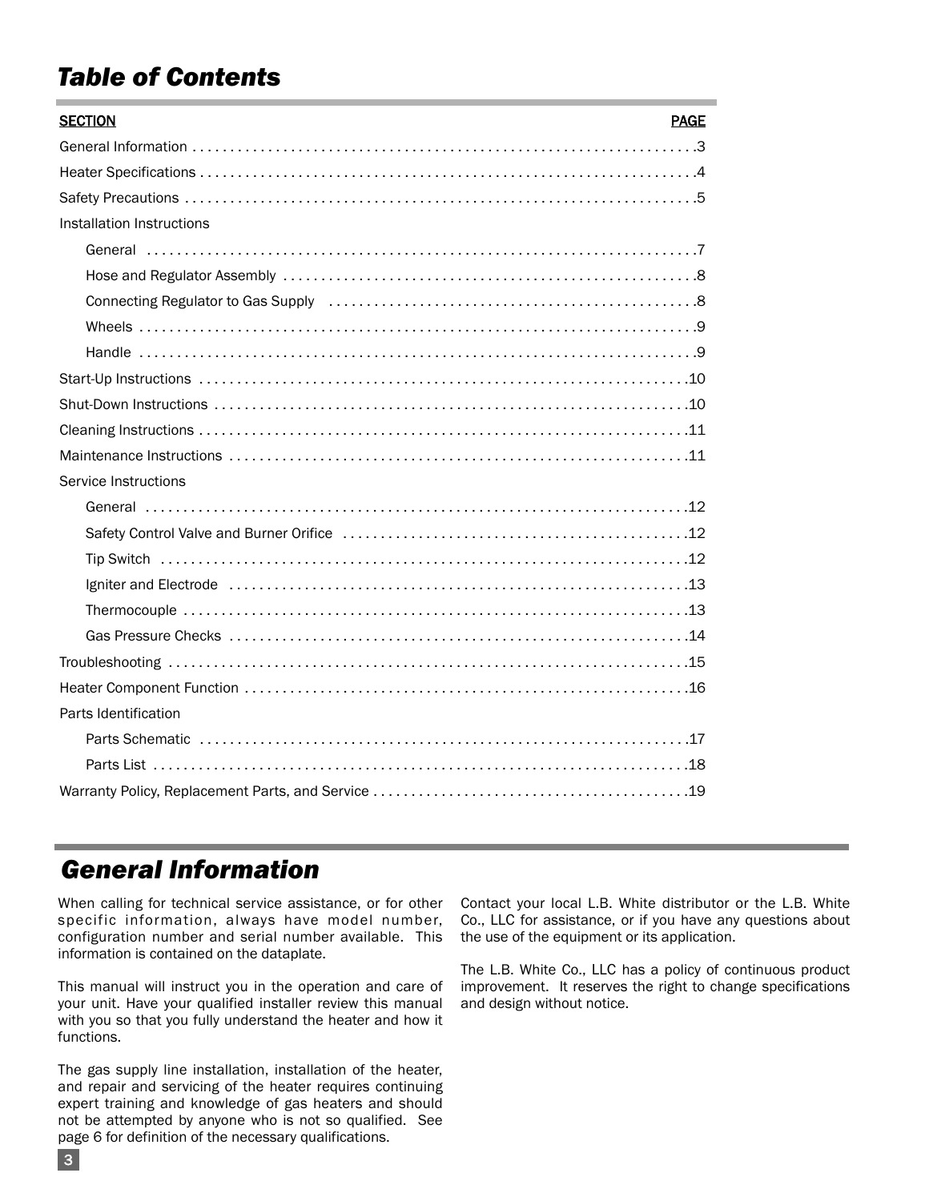## *Table of Contents*

| SECTION | PAGE |
|---|---|
| General Information | 3 |
| Heater Specifications | 4 |
| Safety Precautions | 5 |
| Installation Instructions | |
| General | 7 |
| Hose and Regulator Assembly | 8 |
| Connecting Regulator to Gas Supply | 8 |
| Wheels | 9 |
| Handle | 9 |
| Start-Up Instructions | 10 |
| Shut-Down Instructions | 10 |
| Cleaning Instructions | 11 |
| Maintenance Instructions | 11 |
| Service Instructions | |
| General | 12 |
| Safety Control Valve and Burner Orifice | 12 |
| Tip Switch | 12 |
| Igniter and Electrode | 13 |
| Thermocouple | 13 |
| Gas Pressure Checks | 14 |
| Troubleshooting | 15 |
| Heater Component Function | 16 |
| Parts Identification | |
| Parts Schematic | 17 |
| Parts List | 18 |
| Warranty Policy, Replacement Parts, and Service | 19 |

## *General Information*

When calling for technical service assistance, or for other specific information, always have model number, configuration number and serial number available. This information is contained on the dataplate.

This manual will instruct you in the operation and care of your unit. Have your qualified installer review this manual with you so that you fully understand the heater and how it functions.

The gas supply line installation, installation of the heater, and repair and servicing of the heater requires continuing expert training and knowledge of gas heaters and should not be attempted by anyone who is not so qualified. See page 6 for definition of the necessary qualifications.

Contact your local L.B. White distributor or the L.B. White Co., LLC for assistance, or if you have any questions about the use of the equipment or its application.

The L.B. White Co., LLC has a policy of continuous product improvement. It reserves the right to change specifications and design without notice.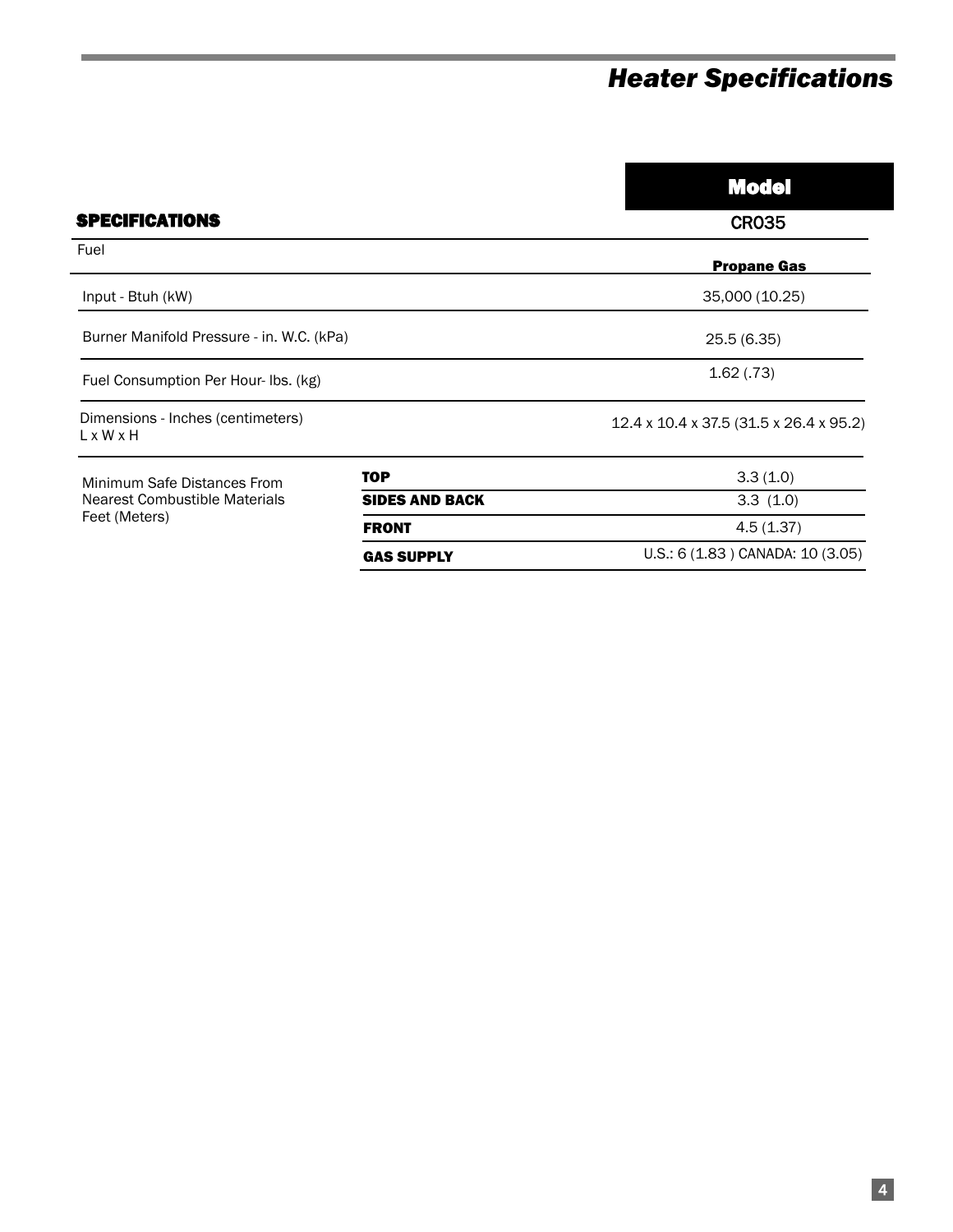# Heater Specifications

| SPECIFICATIONS | | Model CR035 |
|---|---|---|
| Fuel | | Propane Gas |
| Input - Btuh (kW) | | 35,000 (10.25) |
| Burner Manifold Pressure - in. W.C. (kPa) | | 25.5 (6.35) |
| Fuel Consumption Per Hour- lbs. (kg) | | 1.62 (.73) |
| Dimensions - Inches (centimeters) L x W x H | | 12.4 x 10.4 x 37.5 (31.5 x 26.4 x 95.2) |
| Minimum Safe Distances From Nearest Combustible Materials Feet (Meters) | **TOP** | 3.3 (1.0) |
| | **SIDES AND BACK** | 3.3 (1.0) |
| | **FRONT** | 4.5 (1.37) |
| | **GAS SUPPLY** | U.S.: 6 (1.83) CANADA: 10 (3.05) |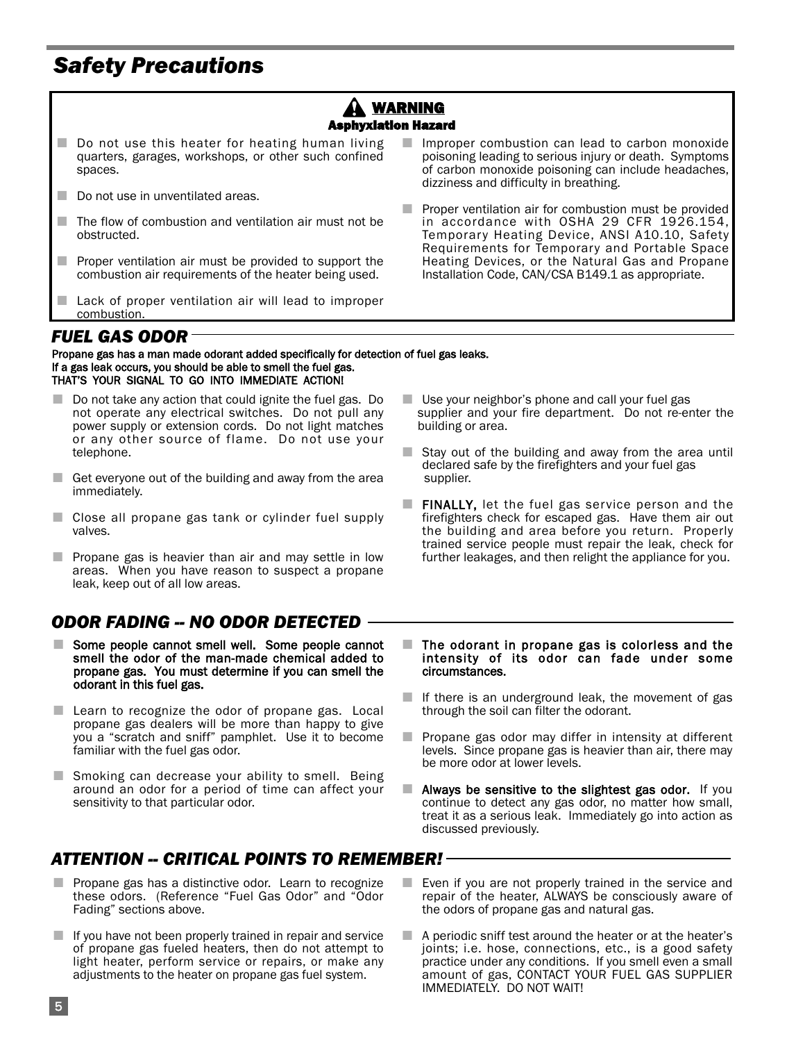# *Safety Precautions*

**⚠ WARNING**

**Asphyxiation Hazard**

- Do not use this heater for heating human living quarters, garages, workshops, or other such confined spaces.
- Do not use in unventilated areas.
- The flow of combustion and ventilation air must not be obstructed.
- Proper ventilation air must be provided to support the combustion air requirements of the heater being used.
- Lack of proper ventilation air will lead to improper combustion.
- Improper combustion can lead to carbon monoxide poisoning leading to serious injury or death. Symptoms of carbon monoxide poisoning can include headaches, dizziness and difficulty in breathing.
- Proper ventilation air for combustion must be provided in accordance with OSHA 29 CFR 1926.154, Temporary Heating Device, ANSI A10.10, Safety Requirements for Temporary and Portable Space Heating Devices, or the Natural Gas and Propane Installation Code, CAN/CSA B149.1 as appropriate.

## *FUEL GAS ODOR*

**Propane gas has a man made odorant added specifically for detection of fuel gas leaks.**
**If a gas leak occurs, you should be able to smell the fuel gas.**
**THAT'S YOUR SIGNAL TO GO INTO IMMEDIATE ACTION!**

- Do not take any action that could ignite the fuel gas. Do not operate any electrical switches. Do not pull any power supply or extension cords. Do not light matches or any other source of flame. Do not use your telephone.
- Get everyone out of the building and away from the area immediately.
- Close all propane gas tank or cylinder fuel supply valves.
- Propane gas is heavier than air and may settle in low areas. When you have reason to suspect a propane leak, keep out of all low areas.
- Use your neighbor's phone and call your fuel gas supplier and your fire department. Do not re-enter the building or area.
- Stay out of the building and away from the area until declared safe by the firefighters and your fuel gas supplier.
- **FINALLY,** let the fuel gas service person and the firefighters check for escaped gas. Have them air out the building and area before you return. Properly trained service people must repair the leak, check for further leakages, and then relight the appliance for you.

## *ODOR FADING -- NO ODOR DETECTED*

- **Some people cannot smell well. Some people cannot smell the odor of the man-made chemical added to propane gas. You must determine if you can smell the odorant in this fuel gas.**
- Learn to recognize the odor of propane gas. Local propane gas dealers will be more than happy to give you a "scratch and sniff" pamphlet. Use it to become familiar with the fuel gas odor.
- Smoking can decrease your ability to smell. Being around an odor for a period of time can affect your sensitivity to that particular odor.
- **The odorant in propane gas is colorless and the intensity of its odor can fade under some circumstances.**
- If there is an underground leak, the movement of gas through the soil can filter the odorant.
- Propane gas odor may differ in intensity at different levels. Since propane gas is heavier than air, there may be more odor at lower levels.
- **Always be sensitive to the slightest gas odor.** If you continue to detect any gas odor, no matter how small, treat it as a serious leak. Immediately go into action as discussed previously.

## *ATTENTION -- CRITICAL POINTS TO REMEMBER!*

- Propane gas has a distinctive odor. Learn to recognize these odors. (Reference "Fuel Gas Odor" and "Odor Fading" sections above.
- If you have not been properly trained in repair and service of propane gas fueled heaters, then do not attempt to light heater, perform service or repairs, or make any adjustments to the heater on propane gas fuel system.
- Even if you are not properly trained in the service and repair of the heater, ALWAYS be consciously aware of the odors of propane gas and natural gas.
- A periodic sniff test around the heater or at the heater's joints; i.e. hose, connections, etc., is a good safety practice under any conditions. If you smell even a small amount of gas, CONTACT YOUR FUEL GAS SUPPLIER IMMEDIATELY. DO NOT WAIT!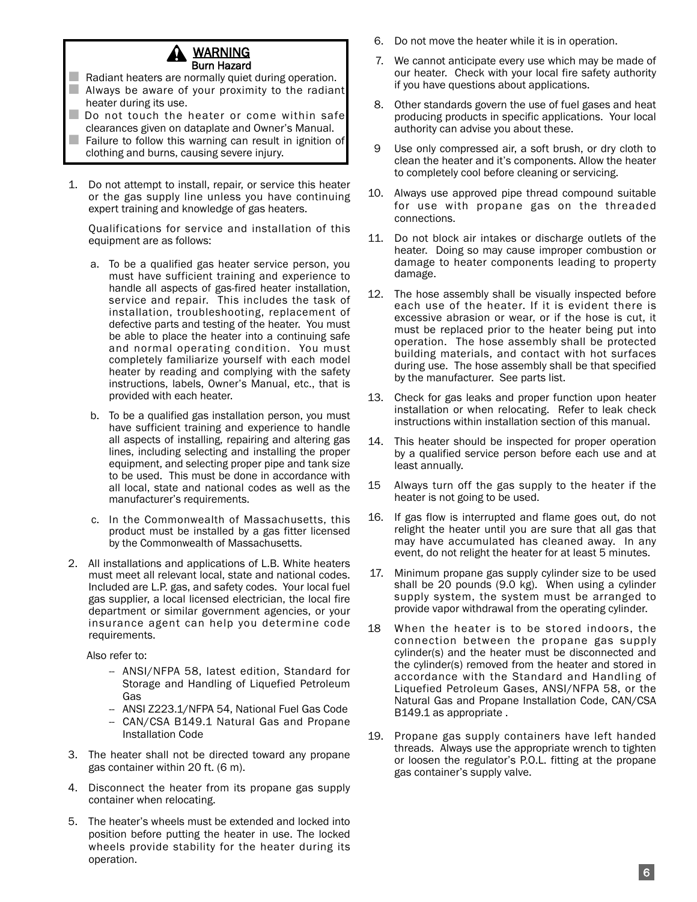## ⚠ WARNING

**Burn Hazard**

- Radiant heaters are normally quiet during operation.
- Always be aware of your proximity to the radiant heater during its use.
- Do not touch the heater or come within safe clearances given on dataplate and Owner's Manual.
- Failure to follow this warning can result in ignition of clothing and burns, causing severe injury.

1. Do not attempt to install, repair, or service this heater or the gas supply line unless you have continuing expert training and knowledge of gas heaters.

   Qualifications for service and installation of this equipment are as follows:

   a. To be a qualified gas heater service person, you must have sufficient training and experience to handle all aspects of gas-fired heater installation, service and repair. This includes the task of installation, troubleshooting, replacement of defective parts and testing of the heater. You must be able to place the heater into a continuing safe and normal operating condition. You must completely familiarize yourself with each model heater by reading and complying with the safety instructions, labels, Owner's Manual, etc., that is provided with each heater.

   b. To be a qualified gas installation person, you must have sufficient training and experience to handle all aspects of installing, repairing and altering gas lines, including selecting and installing the proper equipment, and selecting proper pipe and tank size to be used. This must be done in accordance with all local, state and national codes as well as the manufacturer's requirements.

   c. In the Commonwealth of Massachusetts, this product must be installed by a gas fitter licensed by the Commonwealth of Massachusetts.

2. All installations and applications of L.B. White heaters must meet all relevant local, state and national codes. Included are L.P. gas, and safety codes. Your local fuel gas supplier, a local licensed electrician, the local fire department or similar government agencies, or your insurance agent can help you determine code requirements.

   Also refer to:

   - ANSI/NFPA 58, latest edition, Standard for Storage and Handling of Liquefied Petroleum Gas
   - ANSI Z223.1/NFPA 54, National Fuel Gas Code
   - CAN/CSA B149.1 Natural Gas and Propane Installation Code

3. The heater shall not be directed toward any propane gas container within 20 ft. (6 m).

4. Disconnect the heater from its propane gas supply container when relocating.

5. The heater's wheels must be extended and locked into position before putting the heater in use. The locked wheels provide stability for the heater during its operation.

6. Do not move the heater while it is in operation.

7. We cannot anticipate every use which may be made of our heater. Check with your local fire safety authority if you have questions about applications.

8. Other standards govern the use of fuel gases and heat producing products in specific applications. Your local authority can advise you about these.

9. Use only compressed air, a soft brush, or dry cloth to clean the heater and it's components. Allow the heater to completely cool before cleaning or servicing.

10. Always use approved pipe thread compound suitable for use with propane gas on the threaded connections.

11. Do not block air intakes or discharge outlets of the heater. Doing so may cause improper combustion or damage to heater components leading to property damage.

12. The hose assembly shall be visually inspected before each use of the heater. If it is evident there is excessive abrasion or wear, or if the hose is cut, it must be replaced prior to the heater being put into operation. The hose assembly shall be protected building materials, and contact with hot surfaces during use. The hose assembly shall be that specified by the manufacturer. See parts list.

13. Check for gas leaks and proper function upon heater installation or when relocating. Refer to leak check instructions within installation section of this manual.

14. This heater should be inspected for proper operation by a qualified service person before each use and at least annually.

15. Always turn off the gas supply to the heater if the heater is not going to be used.

16. If gas flow is interrupted and flame goes out, do not relight the heater until you are sure that all gas that may have accumulated has cleaned away. In any event, do not relight the heater for at least 5 minutes.

17. Minimum propane gas supply cylinder size to be used shall be 20 pounds (9.0 kg). When using a cylinder supply system, the system must be arranged to provide vapor withdrawal from the operating cylinder.

18. When the heater is to be stored indoors, the connection between the propane gas supply cylinder(s) and the heater must be disconnected and the cylinder(s) removed from the heater and stored in accordance with the Standard and Handling of Liquefied Petroleum Gases, ANSI/NFPA 58, or the Natural Gas and Propane Installation Code, CAN/CSA B149.1 as appropriate .

19. Propane gas supply containers have left handed threads. Always use the appropriate wrench to tighten or loosen the regulator's P.O.L. fitting at the propane gas container's supply valve.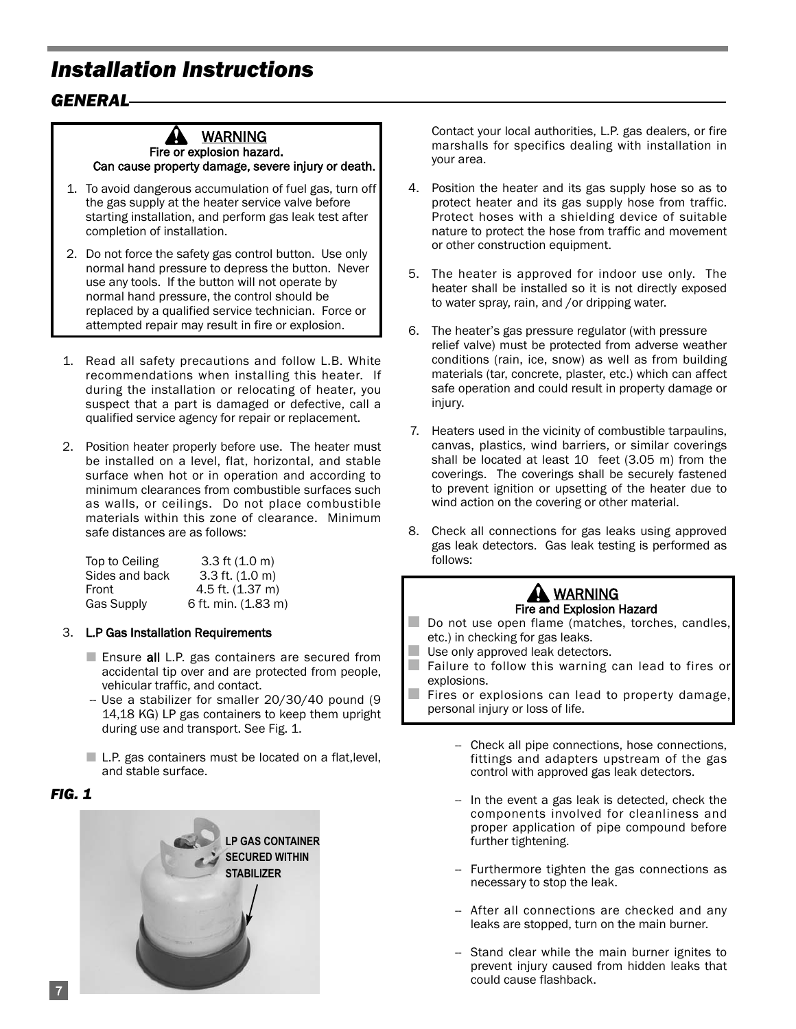# Installation Instructions

## GENERAL

> **WARNING**
> **Fire or explosion hazard.**
> **Can cause property damage, severe injury or death.**
>
> 1. To avoid dangerous accumulation of fuel gas, turn off the gas supply at the heater service valve before starting installation, and perform gas leak test after completion of installation.
> 2. Do not force the safety gas control button. Use only normal hand pressure to depress the button. Never use any tools. If the button will not operate by normal hand pressure, the control should be replaced by a qualified service technician. Force or attempted repair may result in fire or explosion.

1. Read all safety precautions and follow L.B. White recommendations when installing this heater. If during the installation or relocating of heater, you suspect that a part is damaged or defective, call a qualified service agency for repair or replacement.

2. Position heater properly before use. The heater must be installed on a level, flat, horizontal, and stable surface when hot or in operation and according to minimum clearances from combustible surfaces such as walls, or ceilings. Do not place combustible materials within this zone of clearance. Minimum safe distances are as follows:

| | |
|---|---|
| Top to Ceiling | 3.3 ft (1.0 m) |
| Sides and back | 3.3 ft. (1.0 m) |
| Front | 4.5 ft. (1.37 m) |
| Gas Supply | 6 ft. min. (1.83 m) |

3. **L.P Gas Installation Requirements**

   - Ensure **all** L.P. gas containers are secured from accidental tip over and are protected from people, vehicular traffic, and contact.
     - -- Use a stabilizer for smaller 20/30/40 pound (9 14,18 KG) LP gas containers to keep them upright during use and transport. See Fig. 1.
   - L.P. gas containers must be located on a flat,level, and stable surface.

   Contact your local authorities, L.P. gas dealers, or fire marshalls for specifics dealing with installation in your area.

***FIG. 1***

LP GAS CONTAINER SECURED WITHIN STABILIZER

4. Position the heater and its gas supply hose so as to protect heater and its gas supply hose from traffic. Protect hoses with a shielding device of suitable nature to protect the hose from traffic and movement or other construction equipment.

5. The heater is approved for indoor use only. The heater shall be installed so it is not directly exposed to water spray, rain, and /or dripping water.

6. The heater's gas pressure regulator (with pressure relief valve) must be protected from adverse weather conditions (rain, ice, snow) as well as from building materials (tar, concrete, plaster, etc.) which can affect safe operation and could result in property damage or injury.

7. Heaters used in the vicinity of combustible tarpaulins, canvas, plastics, wind barriers, or similar coverings shall be located at least 10 feet (3.05 m) from the coverings. The coverings shall be securely fastened to prevent ignition or upsetting of the heater due to wind action on the covering or other material.

8. Check all connections for gas leaks using approved gas leak detectors. Gas leak testing is performed as follows:

> **WARNING**
> **Fire and Explosion Hazard**
>
> - Do not use open flame (matches, torches, candles, etc.) in checking for gas leaks.
> - Use only approved leak detectors.
> - Failure to follow this warning can lead to fires or explosions.
> - Fires or explosions can lead to property damage, personal injury or loss of life.

- -- Check all pipe connections, hose connections, fittings and adapters upstream of the gas control with approved gas leak detectors.
- -- In the event a gas leak is detected, check the components involved for cleanliness and proper application of pipe compound before further tightening.
- -- Furthermore tighten the gas connections as necessary to stop the leak.
- -- After all connections are checked and any leaks are stopped, turn on the main burner.
- -- Stand clear while the main burner ignites to prevent injury caused from hidden leaks that could cause flashback.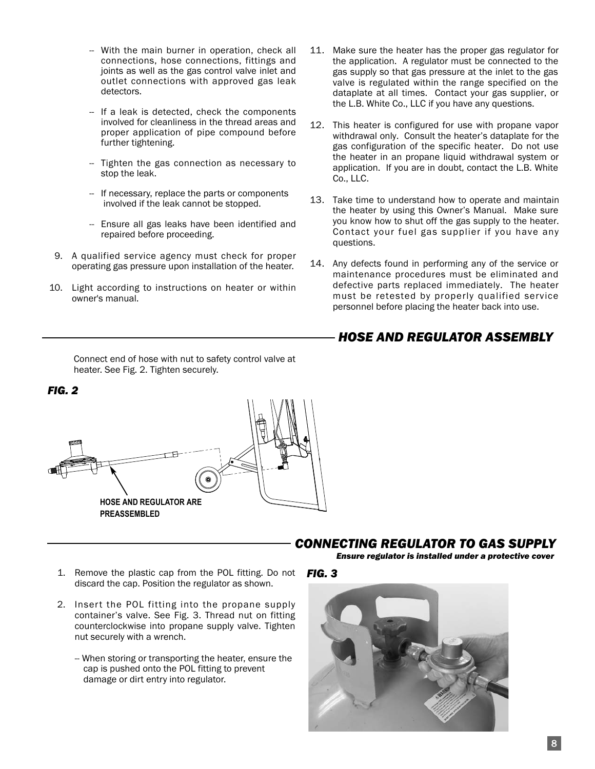- With the main burner in operation, check all connections, hose connections, fittings and joints as well as the gas control valve inlet and outlet connections with approved gas leak detectors.

- If a leak is detected, check the components involved for cleanliness in the thread areas and proper application of pipe compound before further tightening.

- Tighten the gas connection as necessary to stop the leak.

- If necessary, replace the parts or components involved if the leak cannot be stopped.

- Ensure all gas leaks have been identified and repaired before proceeding.

9. A qualified service agency must check for proper operating gas pressure upon installation of the heater.

10. Light according to instructions on heater or within owner's manual.

11. Make sure the heater has the proper gas regulator for the application. A regulator must be connected to the gas supply so that gas pressure at the inlet to the gas valve is regulated within the range specified on the dataplate at all times. Contact your gas supplier, or the L.B. White Co., LLC if you have any questions.

12. This heater is configured for use with propane vapor withdrawal only. Consult the heater's dataplate for the gas configuration of the specific heater. Do not use the heater in an propane liquid withdrawal system or application. If you are in doubt, contact the L.B. White Co., LLC.

13. Take time to understand how to operate and maintain the heater by using this Owner's Manual. Make sure you know how to shut off the gas supply to the heater. Contact your fuel gas supplier if you have any questions.

14. Any defects found in performing any of the service or maintenance procedures must be eliminated and defective parts replaced immediately. The heater must be retested by properly qualified service personnel before placing the heater back into use.

## *HOSE AND REGULATOR ASSEMBLY*

Connect end of hose with nut to safety control valve at heater. See Fig. 2. Tighten securely.

***FIG. 2***

**HOSE AND REGULATOR ARE PREASSEMBLED**

## *CONNECTING REGULATOR TO GAS SUPPLY*

***Ensure regulator is installed under a protective cover***

1. Remove the plastic cap from the POL fitting. Do not discard the cap. Position the regulator as shown.

2. Insert the POL fitting into the propane supply container's valve. See Fig. 3. Thread nut on fitting counterclockwise into propane supply valve. Tighten nut securely with a wrench.

   - When storing or transporting the heater, ensure the cap is pushed onto the POL fitting to prevent damage or dirt entry into regulator.

***FIG. 3***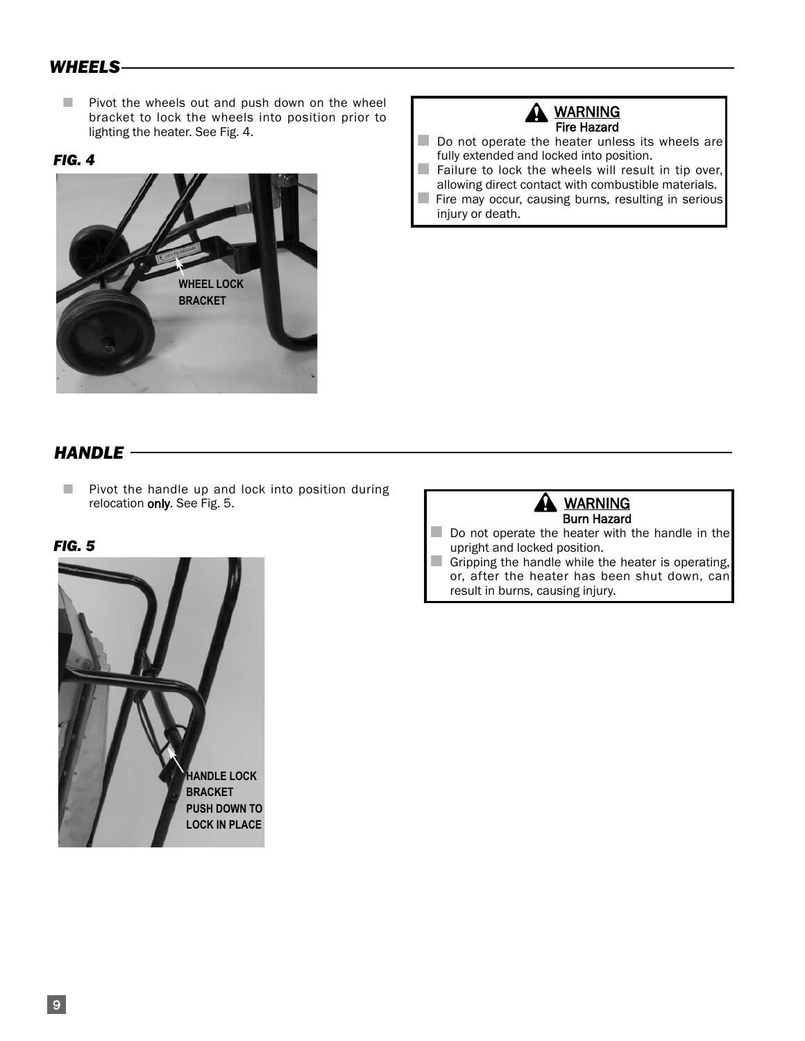## WHEELS

- Pivot the wheels out and push down on the wheel bracket to lock the wheels into position prior to lighting the heater. See Fig. 4.

***FIG. 4***

WHEEL LOCK BRACKET

> **⚠ WARNING**
> **Fire Hazard**
>
> - Do not operate the heater unless its wheels are fully extended and locked into position.
> - Failure to lock the wheels will result in tip over, allowing direct contact with combustible materials.
> - Fire may occur, causing burns, resulting in serious injury or death.

## HANDLE

- Pivot the handle up and lock into position during relocation **only**. See Fig. 5.

***FIG. 5***

HANDLE LOCK BRACKET PUSH DOWN TO LOCK IN PLACE

> **⚠ WARNING**
> **Burn Hazard**
>
> - Do not operate the heater with the handle in the upright and locked position.
> - Gripping the handle while the heater is operating, or, after the heater has been shut down, can result in burns, causing injury.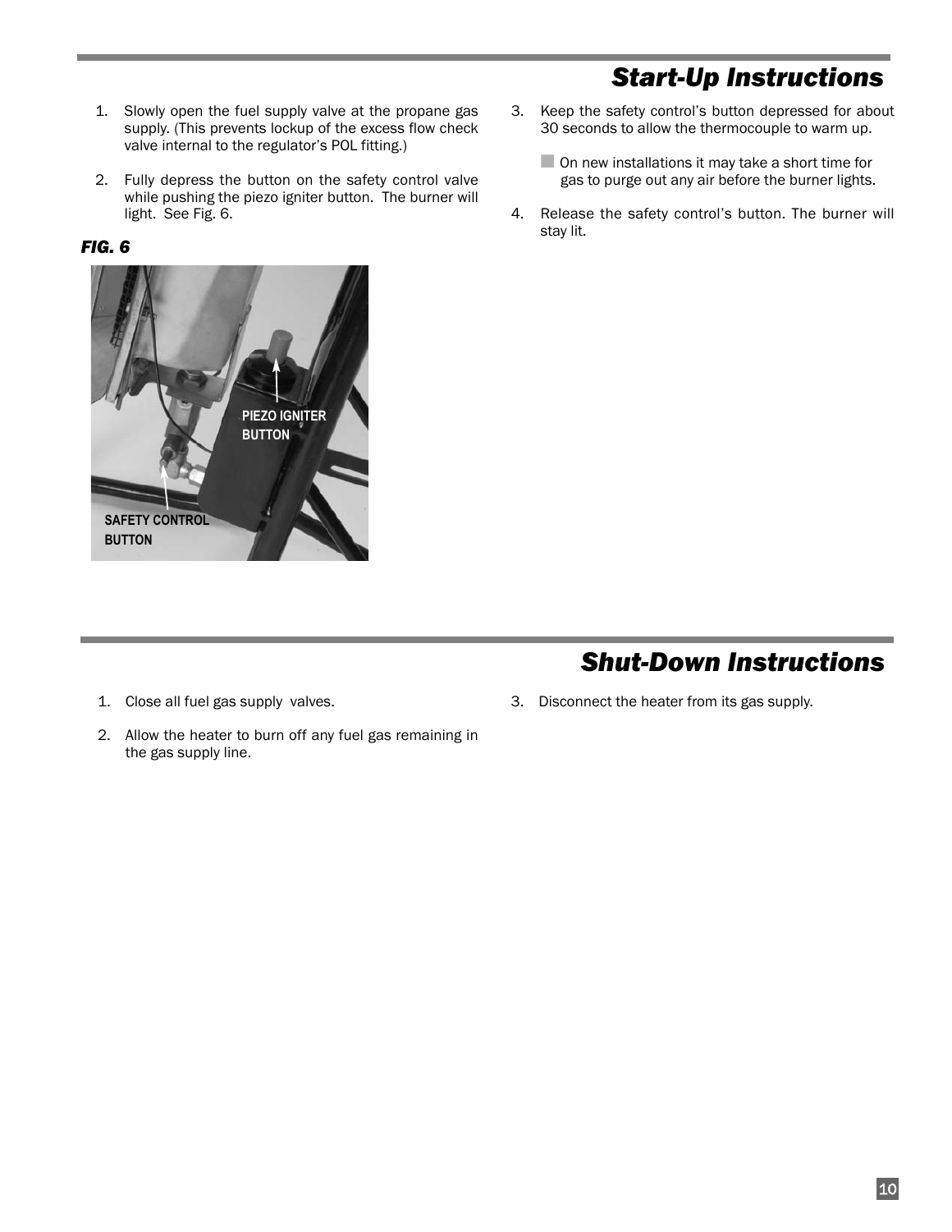## Start-Up Instructions

1. Slowly open the fuel supply valve at the propane gas supply. (This prevents lockup of the excess flow check valve internal to the regulator's POL fitting.)

2. Fully depress the button on the safety control valve while pushing the piezo igniter button. The burner will light. See Fig. 6.

***FIG. 6***

PIEZO IGNITER BUTTON

SAFETY CONTROL BUTTON

3. Keep the safety control's button depressed for about 30 seconds to allow the thermocouple to warm up.

   - On new installations it may take a short time for gas to purge out any air before the burner lights.

4. Release the safety control's button. The burner will stay lit.

## Shut-Down Instructions

1. Close all fuel gas supply valves.

2. Allow the heater to burn off any fuel gas remaining in the gas supply line.

3. Disconnect the heater from its gas supply.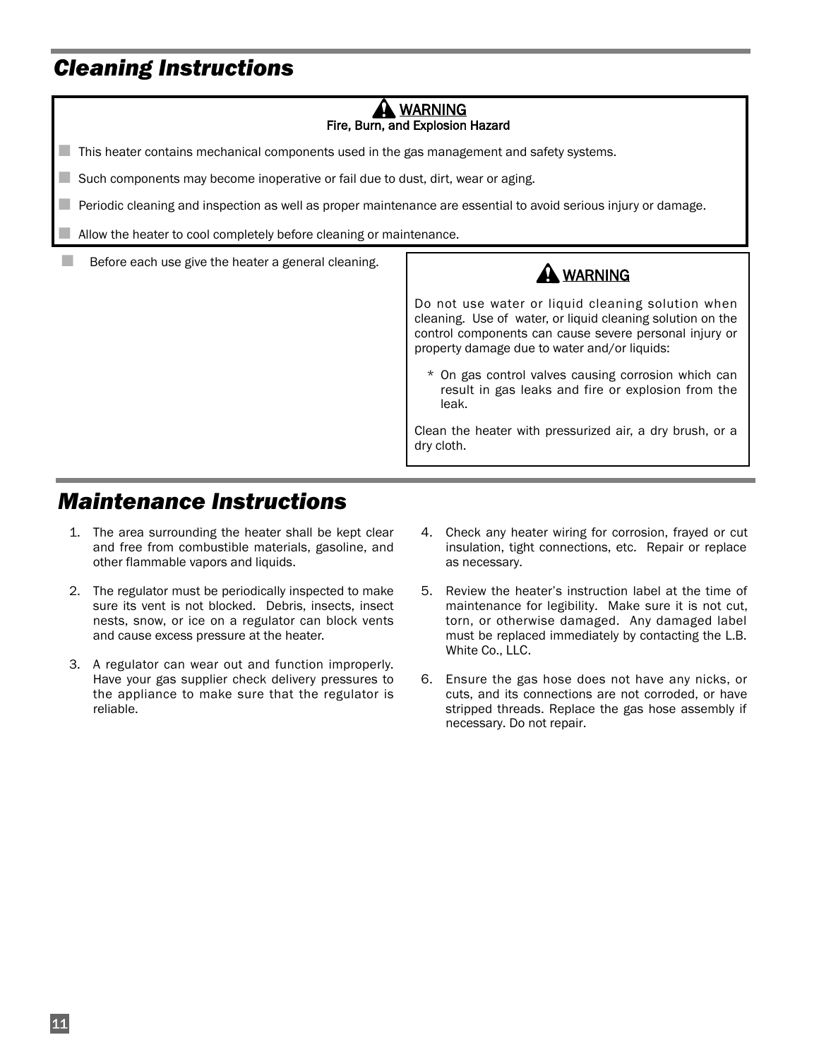## *Cleaning Instructions*

**⚠ WARNING**
**Fire, Burn, and Explosion Hazard**

- This heater contains mechanical components used in the gas management and safety systems.
- Such components may become inoperative or fail due to dust, dirt, wear or aging.
- Periodic cleaning and inspection as well as proper maintenance are essential to avoid serious injury or damage.
- Allow the heater to cool completely before cleaning or maintenance.

- Before each use give the heater a general cleaning.

**⚠ WARNING**

Do not use water or liquid cleaning solution when cleaning. Use of water, or liquid cleaning solution on the control components can cause severe personal injury or property damage due to water and/or liquids:

* On gas control valves causing corrosion which can result in gas leaks and fire or explosion from the leak.

Clean the heater with pressurized air, a dry brush, or a dry cloth.

## *Maintenance Instructions*

1. The area surrounding the heater shall be kept clear and free from combustible materials, gasoline, and other flammable vapors and liquids.
2. The regulator must be periodically inspected to make sure its vent is not blocked. Debris, insects, insect nests, snow, or ice on a regulator can block vents and cause excess pressure at the heater.
3. A regulator can wear out and function improperly. Have your gas supplier check delivery pressures to the appliance to make sure that the regulator is reliable.
4. Check any heater wiring for corrosion, frayed or cut insulation, tight connections, etc. Repair or replace as necessary.
5. Review the heater's instruction label at the time of maintenance for legibility. Make sure it is not cut, torn, or otherwise damaged. Any damaged label must be replaced immediately by contacting the L.B. White Co., LLC.
6. Ensure the gas hose does not have any nicks, or cuts, and its connections are not corroded, or have stripped threads. Replace the gas hose assembly if necessary. Do not repair.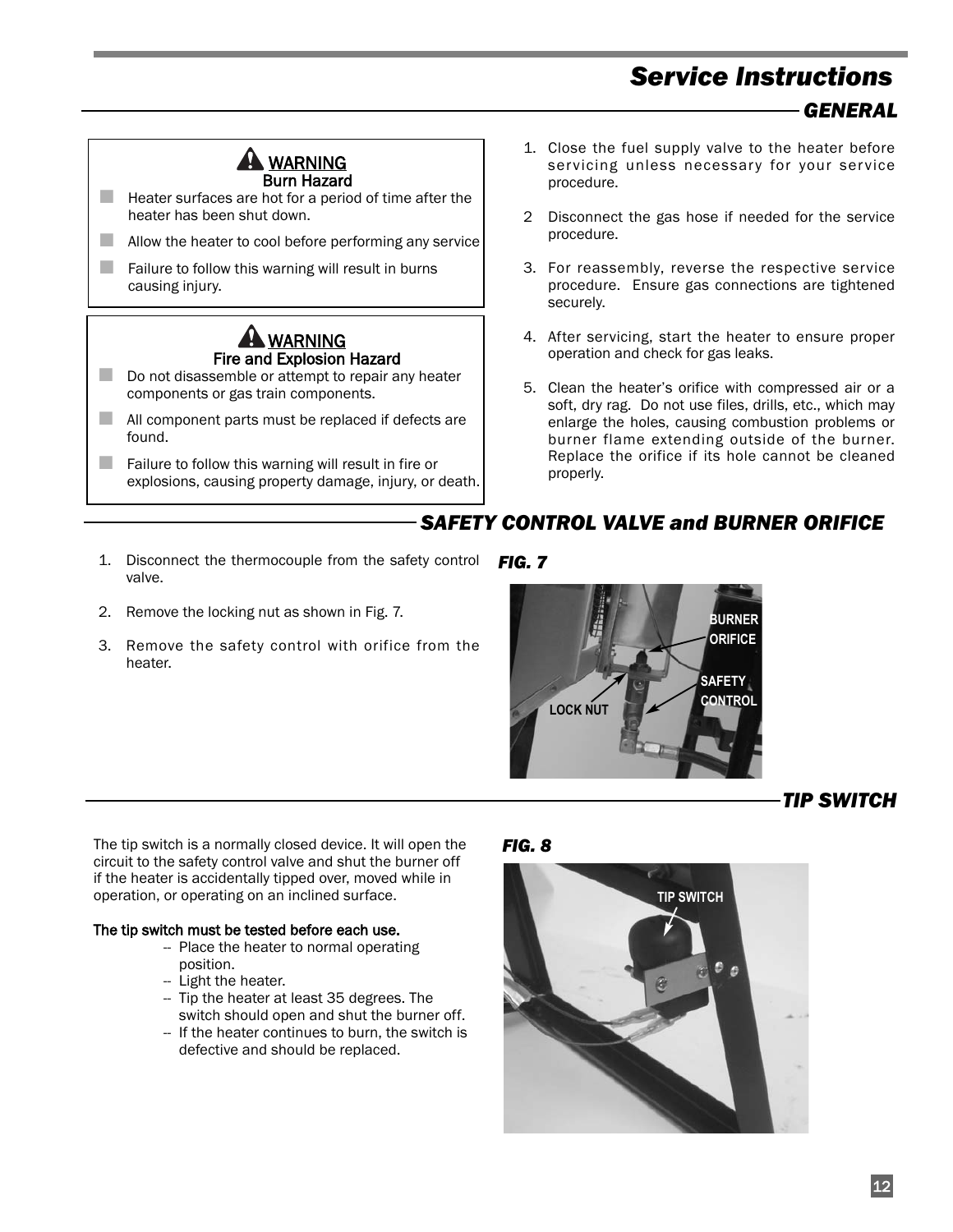# Service Instructions

## GENERAL

**⚠ WARNING**
**Burn Hazard**

- Heater surfaces are hot for a period of time after the heater has been shut down.
- Allow the heater to cool before performing any service
- Failure to follow this warning will result in burns causing injury.

**⚠ WARNING**
**Fire and Explosion Hazard**

- Do not disassemble or attempt to repair any heater components or gas train components.
- All component parts must be replaced if defects are found.
- Failure to follow this warning will result in fire or explosions, causing property damage, injury, or death.

1. Close the fuel supply valve to the heater before servicing unless necessary for your service procedure.
2. Disconnect the gas hose if needed for the service procedure.
3. For reassembly, reverse the respective service procedure. Ensure gas connections are tightened securely.
4. After servicing, start the heater to ensure proper operation and check for gas leaks.
5. Clean the heater's orifice with compressed air or a soft, dry rag. Do not use files, drills, etc., which may enlarge the holes, causing combustion problems or burner flame extending outside of the burner. Replace the orifice if its hole cannot be cleaned properly.

## SAFETY CONTROL VALVE and BURNER ORIFICE

1. Disconnect the thermocouple from the safety control valve.
2. Remove the locking nut as shown in Fig. 7.
3. Remove the safety control with orifice from the heater.

***FIG. 7***

BURNER ORIFICE
SAFETY CONTROL
LOCK NUT

## TIP SWITCH

The tip switch is a normally closed device. It will open the circuit to the safety control valve and shut the burner off if the heater is accidentally tipped over, moved while in operation, or operating on an inclined surface.

**The tip switch must be tested before each use.**

- Place the heater to normal operating position.
- Light the heater.
- Tip the heater at least 35 degrees. The switch should open and shut the burner off.
- If the heater continues to burn, the switch is defective and should be replaced.

***FIG. 8***

TIP SWITCH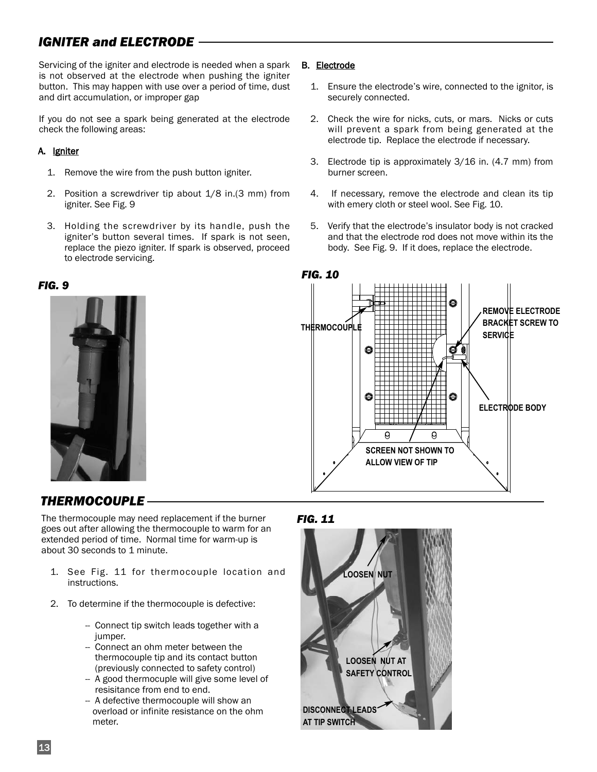## *IGNITER and ELECTRODE*

Servicing of the igniter and electrode is needed when a spark is not observed at the electrode when pushing the igniter button. This may happen with use over a period of time, dust and dirt accumulation, or improper gap

If you do not see a spark being generated at the electrode check the following areas:

**A. Igniter**

1. Remove the wire from the push button igniter.
2. Position a screwdriver tip about 1/8 in.(3 mm) from igniter. See Fig. 9
3. Holding the screwdriver by its handle, push the igniter's button several times. If spark is not seen, replace the piezo igniter. If spark is observed, proceed to electrode servicing.

***FIG. 9***

**B. Electrode**

1. Ensure the electrode's wire, connected to the ignitor, is securely connected.
2. Check the wire for nicks, cuts, or mars. Nicks or cuts will prevent a spark from being generated at the electrode tip. Replace the electrode if necessary.
3. Electrode tip is approximately 3/16 in. (4.7 mm) from burner screen.
4. If necessary, remove the electrode and clean its tip with emery cloth or steel wool. See Fig. 10.
5. Verify that the electrode's insulator body is not cracked and that the electrode rod does not move within its the body. See Fig. 9. If it does, replace the electrode.

***FIG. 10***

THERMOCOUPLE

REMOVE ELECTRODE BRACKET SCREW TO SERVICE

ELECTRODE BODY

SCREEN NOT SHOWN TO ALLOW VIEW OF TIP

## *THERMOCOUPLE*

The thermocouple may need replacement if the burner goes out after allowing the thermocouple to warm for an extended period of time. Normal time for warm-up is about 30 seconds to 1 minute.

1. See Fig. 11 for thermocouple location and instructions.
2. To determine if the thermocouple is defective:
   - Connect tip switch leads together with a jumper.
   - Connect an ohm meter between the thermocouple tip and its contact button (previously connected to safety control)
   - A good thermocouple will give some level of resisitance from end to end.
   - A defective thermocouple will show an overload or infinite resistance on the ohm meter.

***FIG. 11***

LOOSEN NUT

LOOSEN NUT AT SAFETY CONTROL

DISCONNECT LEADS AT TIP SWITCH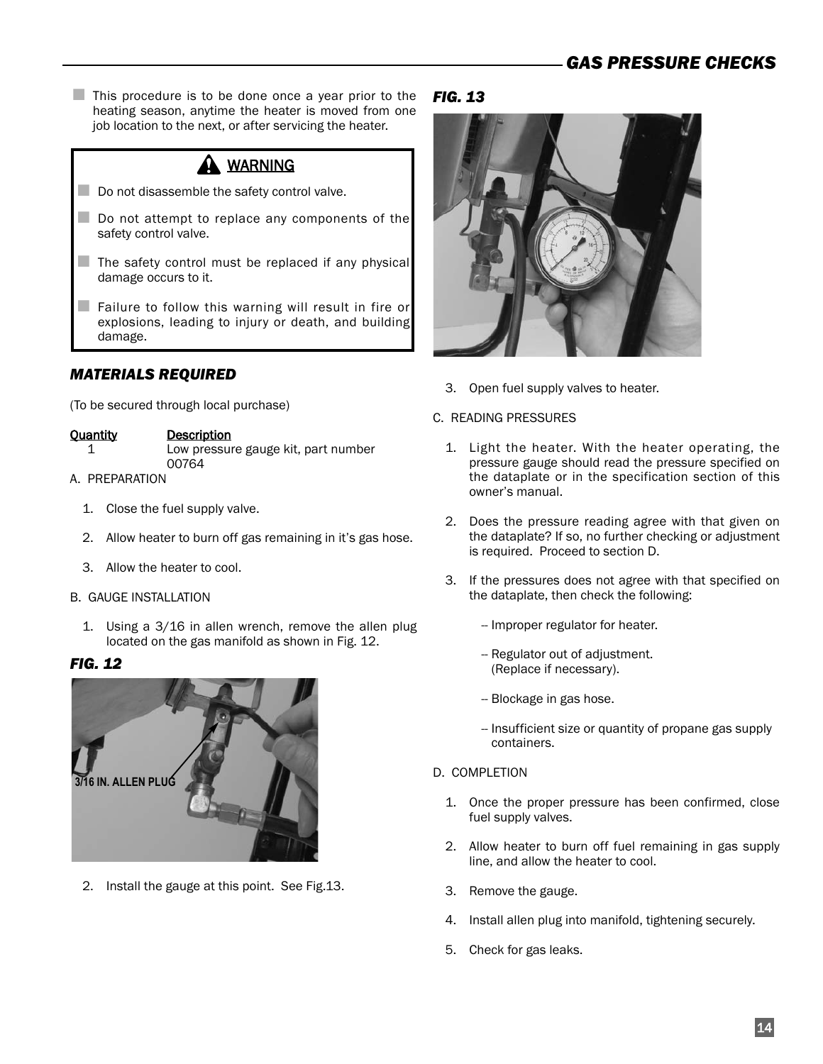## GAS PRESSURE CHECKS

- This procedure is to be done once a year prior to the heating season, anytime the heater is moved from one job location to the next, or after servicing the heater.

> **⚠ WARNING**
>
> - Do not disassemble the safety control valve.
> - Do not attempt to replace any components of the safety control valve.
> - The safety control must be replaced if any physical damage occurs to it.
> - Failure to follow this warning will result in fire or explosions, leading to injury or death, and building damage.

### *MATERIALS REQUIRED*

(To be secured through local purchase)

| Quantity | Description |
| --- | --- |
| 1 | Low pressure gauge kit, part number 00764 |

A. PREPARATION

1. Close the fuel supply valve.
2. Allow heater to burn off gas remaining in it's gas hose.
3. Allow the heater to cool.

B. GAUGE INSTALLATION

1. Using a 3/16 in allen wrench, remove the allen plug located on the gas manifold as shown in Fig. 12.

***FIG. 12***

3/16 IN. ALLEN PLUG

2. Install the gauge at this point. See Fig.13.

***FIG. 13***

3. Open fuel supply valves to heater.

C. READING PRESSURES

1. Light the heater. With the heater operating, the pressure gauge should read the pressure specified on the dataplate or in the specification section of this owner's manual.
2. Does the pressure reading agree with that given on the dataplate? If so, no further checking or adjustment is required. Proceed to section D.
3. If the pressures does not agree with that specified on the dataplate, then check the following:

   -- Improper regulator for heater.

   -- Regulator out of adjustment. (Replace if necessary).

   -- Blockage in gas hose.

   -- Insufficient size or quantity of propane gas supply containers.

D. COMPLETION

1. Once the proper pressure has been confirmed, close fuel supply valves.
2. Allow heater to burn off fuel remaining in gas supply line, and allow the heater to cool.
3. Remove the gauge.
4. Install allen plug into manifold, tightening securely.
5. Check for gas leaks.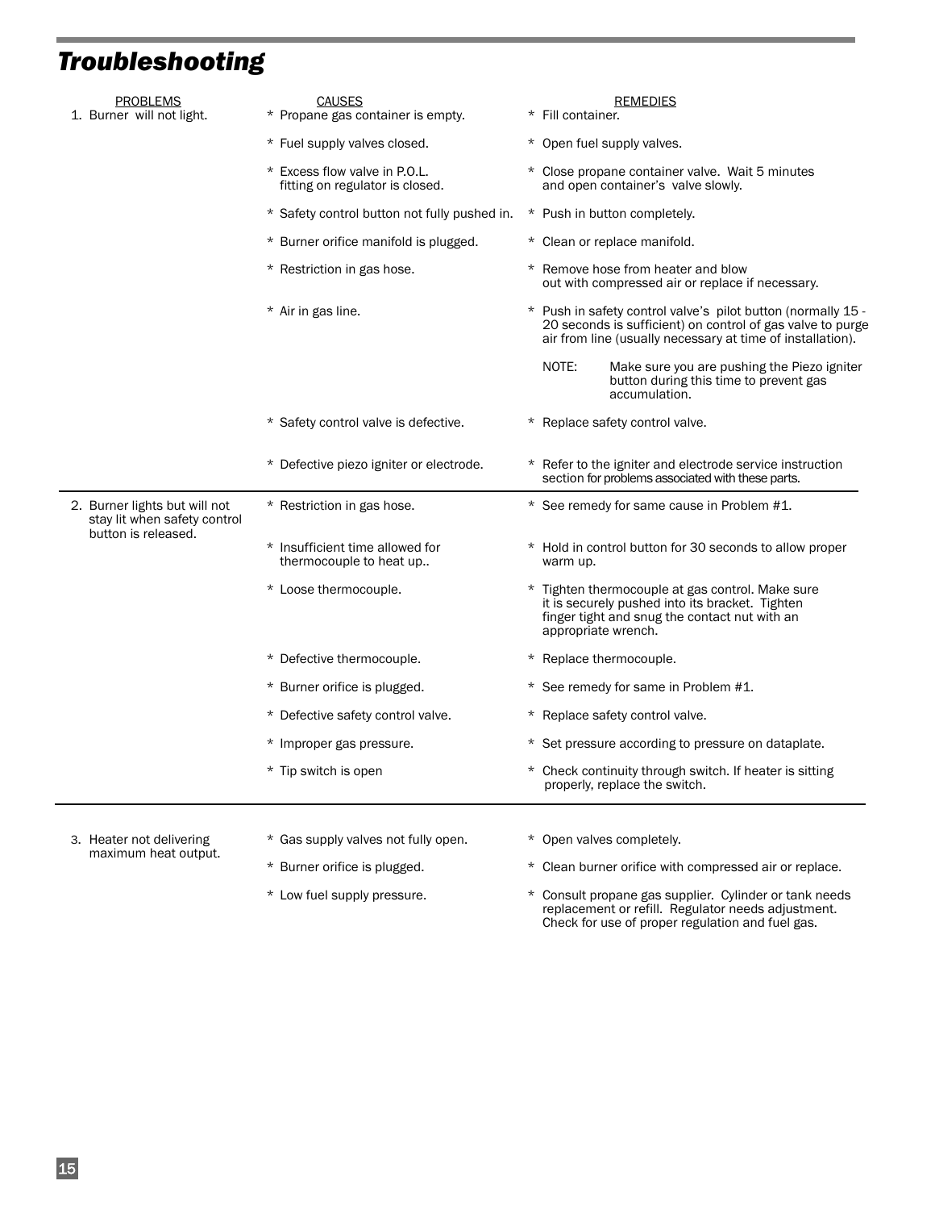# Troubleshooting

| PROBLEMS | CAUSES | REMEDIES |
|---|---|---|
| 1. Burner will not light. | * Propane gas container is empty. | * Fill container. |
| | * Fuel supply valves closed. | * Open fuel supply valves. |
| | * Excess flow valve in P.O.L. fitting on regulator is closed. | * Close propane container valve. Wait 5 minutes and open container's valve slowly. |
| | * Safety control button not fully pushed in. | * Push in button completely. |
| | * Burner orifice manifold is plugged. | * Clean or replace manifold. |
| | * Restriction in gas hose. | * Remove hose from heater and blow out with compressed air or replace if necessary. |
| | * Air in gas line. | * Push in safety control valve's pilot button (normally 15 - 20 seconds is sufficient) on control of gas valve to purge air from line (usually necessary at time of installation).<br>NOTE: Make sure you are pushing the Piezo igniter button during this time to prevent gas accumulation. |
| | * Safety control valve is defective. | * Replace safety control valve. |
| | * Defective piezo igniter or electrode. | * Refer to the igniter and electrode service instruction section for problems associated with these parts. |
| 2. Burner lights but will not stay lit when safety control button is released. | * Restriction in gas hose. | * See remedy for same cause in Problem #1. |
| | * Insufficient time allowed for thermocouple to heat up.. | * Hold in control button for 30 seconds to allow proper warm up. |
| | * Loose thermocouple. | * Tighten thermocouple at gas control. Make sure it is securely pushed into its bracket. Tighten finger tight and snug the contact nut with an appropriate wrench. |
| | * Defective thermocouple. | * Replace thermocouple. |
| | * Burner orifice is plugged. | * See remedy for same in Problem #1. |
| | * Defective safety control valve. | * Replace safety control valve. |
| | * Improper gas pressure. | * Set pressure according to pressure on dataplate. |
| | * Tip switch is open | * Check continuity through switch. If heater is sitting properly, replace the switch. |
| 3. Heater not delivering maximum heat output. | * Gas supply valves not fully open. | * Open valves completely. |
| | * Burner orifice is plugged. | * Clean burner orifice with compressed air or replace. |
| | * Low fuel supply pressure. | * Consult propane gas supplier. Cylinder or tank needs replacement or refill. Regulator needs adjustment. Check for use of proper regulation and fuel gas. |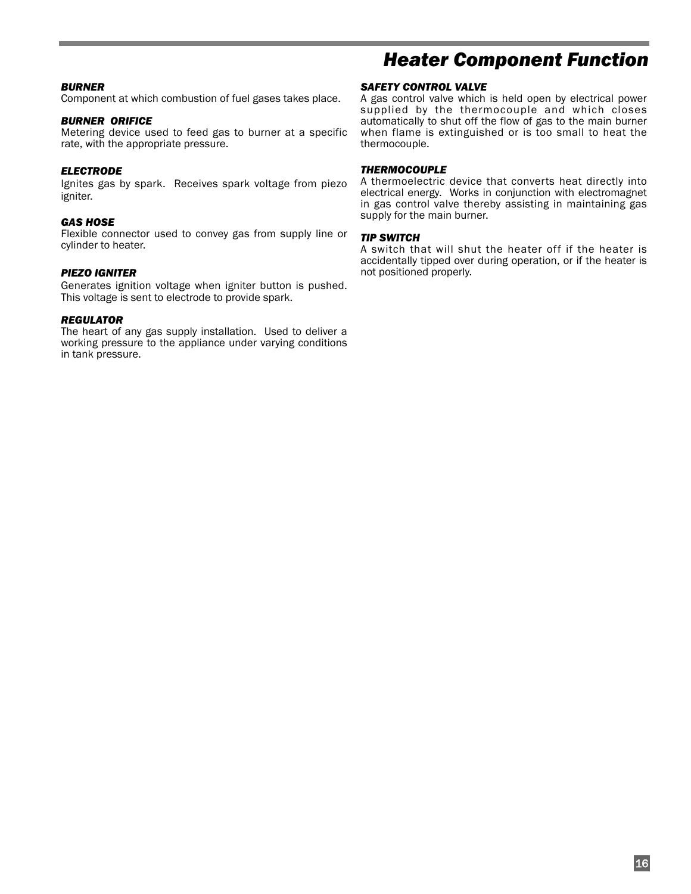## Heater Component Function

***BURNER***
Component at which combustion of fuel gases takes place.

***BURNER ORIFICE***
Metering device used to feed gas to burner at a specific rate, with the appropriate pressure.

***ELECTRODE***
Ignites gas by spark. Receives spark voltage from piezo igniter.

***GAS HOSE***
Flexible connector used to convey gas from supply line or cylinder to heater.

***PIEZO IGNITER***
Generates ignition voltage when igniter button is pushed. This voltage is sent to electrode to provide spark.

***REGULATOR***
The heart of any gas supply installation. Used to deliver a working pressure to the appliance under varying conditions in tank pressure.

***SAFETY CONTROL VALVE***
A gas control valve which is held open by electrical power supplied by the thermocouple and which closes automatically to shut off the flow of gas to the main burner when flame is extinguished or is too small to heat the thermocouple.

***THERMOCOUPLE***
A thermoelectric device that converts heat directly into electrical energy. Works in conjunction with electromagnet in gas control valve thereby assisting in maintaining gas supply for the main burner.

***TIP SWITCH***
A switch that will shut the heater off if the heater is accidentally tipped over during operation, or if the heater is not positioned properly.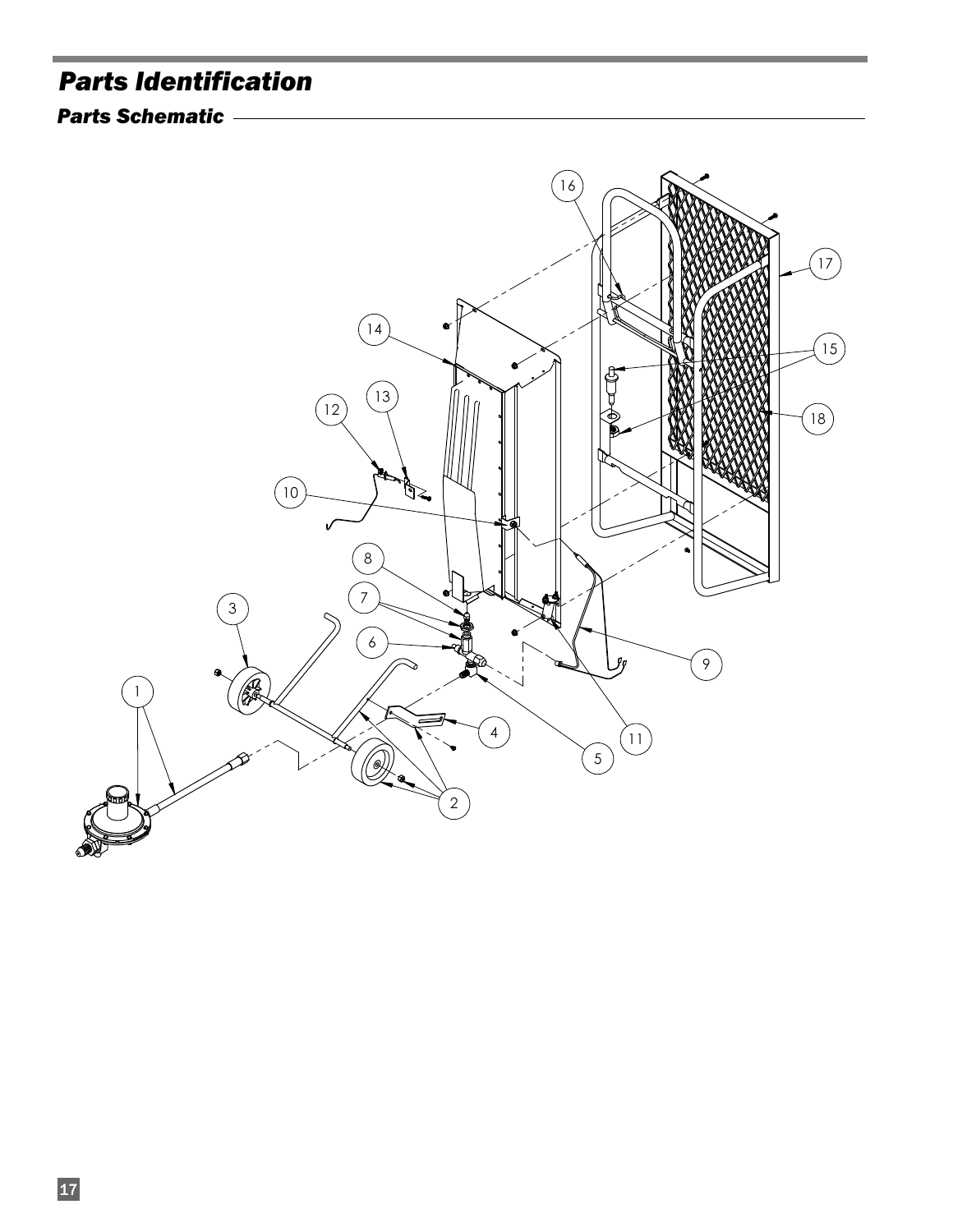# Parts Identification

## Parts Schematic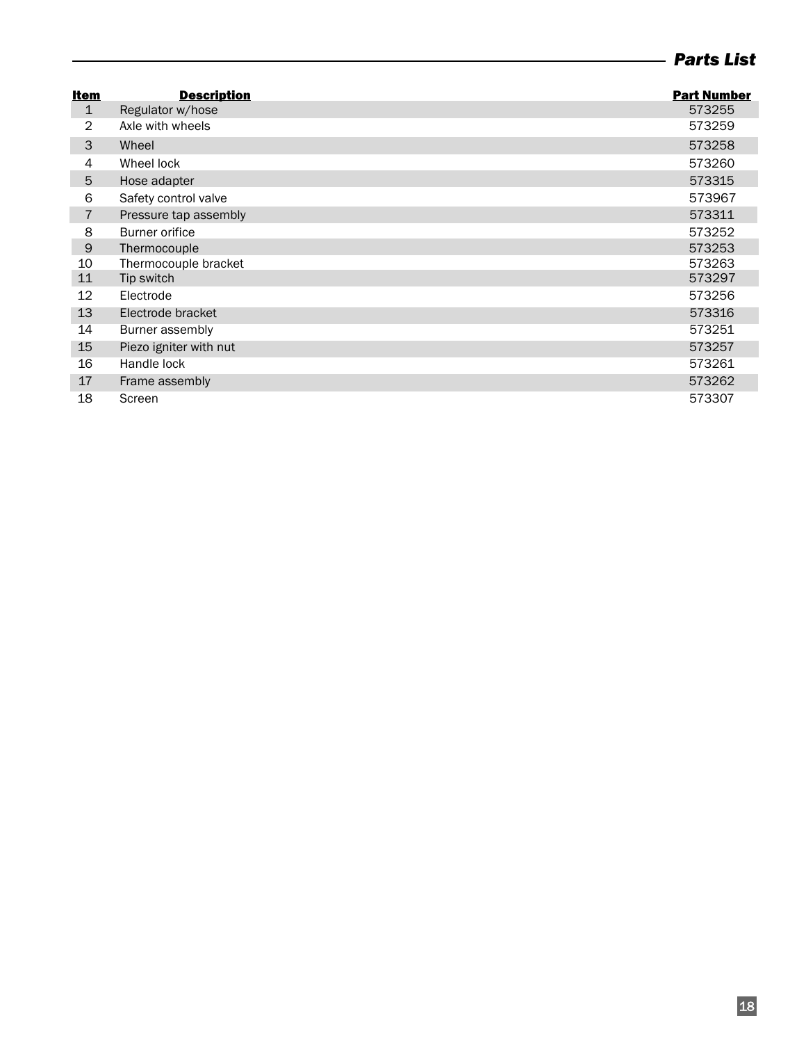## Parts List

| Item | Description | Part Number |
|---|---|---|
| 1 | Regulator w/hose | 573255 |
| 2 | Axle with wheels | 573259 |
| 3 | Wheel | 573258 |
| 4 | Wheel lock | 573260 |
| 5 | Hose adapter | 573315 |
| 6 | Safety control valve | 573967 |
| 7 | Pressure tap assembly | 573311 |
| 8 | Burner orifice | 573252 |
| 9 | Thermocouple | 573253 |
| 10 | Thermocouple bracket | 573263 |
| 11 | Tip switch | 573297 |
| 12 | Electrode | 573256 |
| 13 | Electrode bracket | 573316 |
| 14 | Burner assembly | 573251 |
| 15 | Piezo igniter with nut | 573257 |
| 16 | Handle lock | 573261 |
| 17 | Frame assembly | 573262 |
| 18 | Screen | 573307 |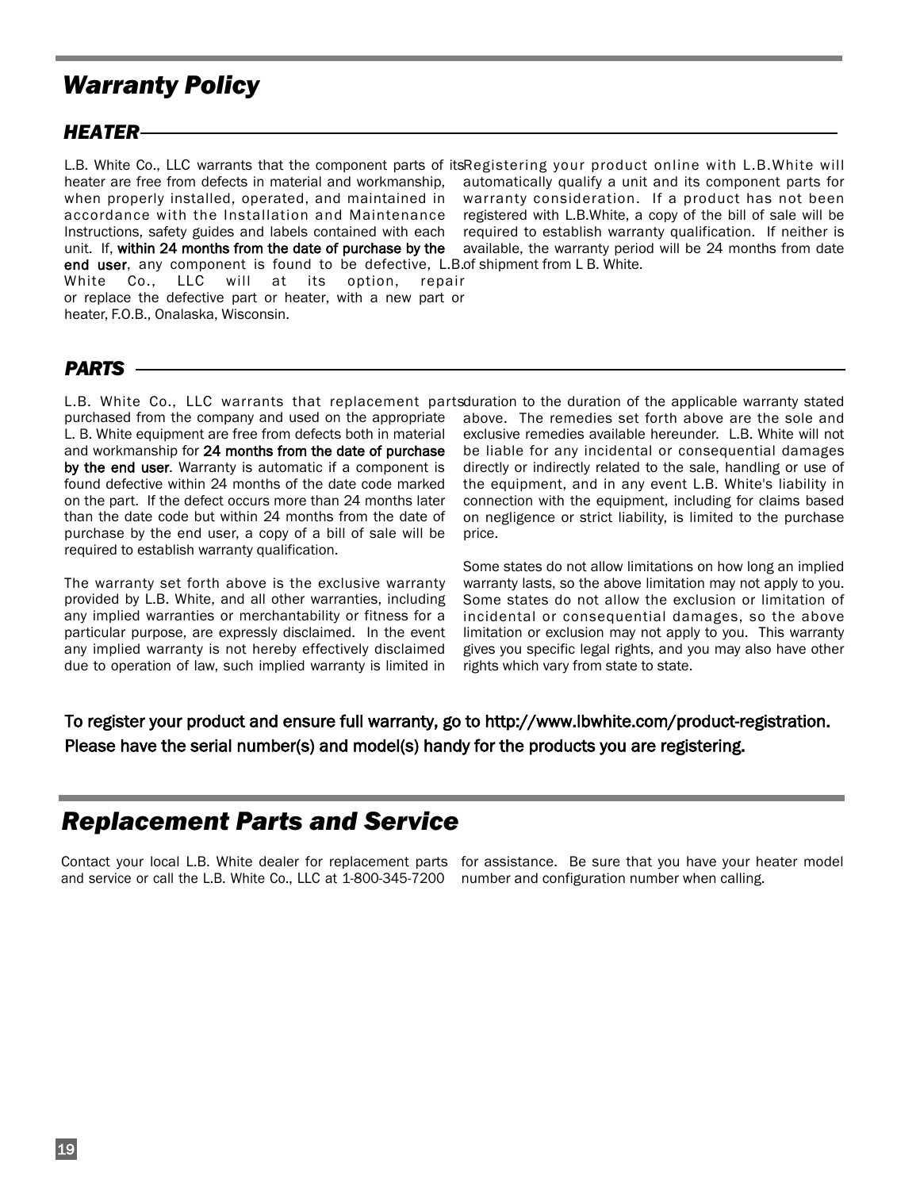## *Warranty Policy*

### *HEATER*

L.B. White Co., LLC warrants that the component parts of its heater are free from defects in material and workmanship, when properly installed, operated, and maintained in accordance with the Installation and Maintenance Instructions, safety guides and labels contained with each unit. If, **within 24 months from the date of purchase by the end user**, any component is found to be defective, L.B. White Co., LLC will at its option, repair or replace the defective part or heater, with a new part or heater, F.O.B., Onalaska, Wisconsin.

Registering your product online with L.B.White will automatically qualify a unit and its component parts for warranty consideration. If a product has not been registered with L.B.White, a copy of the bill of sale will be required to establish warranty qualification. If neither is available, the warranty period will be 24 months from date of shipment from L B. White.

### *PARTS*

L.B. White Co., LLC warrants that replacement parts purchased from the company and used on the appropriate L. B. White equipment are free from defects both in material and workmanship for **24 months from the date of purchase by the end user**. Warranty is automatic if a component is found defective within 24 months of the date code marked on the part. If the defect occurs more than 24 months later than the date code but within 24 months from the date of purchase by the end user, a copy of a bill of sale will be required to establish warranty qualification.

The warranty set forth above is the exclusive warranty provided by L.B. White, and all other warranties, including any implied warranties or merchantability or fitness for a particular purpose, are expressly disclaimed. In the event any implied warranty is not hereby effectively disclaimed due to operation of law, such implied warranty is limited in duration to the duration of the applicable warranty stated above. The remedies set forth above are the sole and exclusive remedies available hereunder. L.B. White will not be liable for any incidental or consequential damages directly or indirectly related to the sale, handling or use of the equipment, and in any event L.B. White's liability in connection with the equipment, including for claims based on negligence or strict liability, is limited to the purchase price.

Some states do not allow limitations on how long an implied warranty lasts, so the above limitation may not apply to you. Some states do not allow the exclusion or limitation of incidental or consequential damages, so the above limitation or exclusion may not apply to you. This warranty gives you specific legal rights, and you may also have other rights which vary from state to state.

**To register your product and ensure full warranty, go to http://www.lbwhite.com/product-registration. Please have the serial number(s) and model(s) handy for the products you are registering.**

## *Replacement Parts and Service*

Contact your local L.B. White dealer for replacement parts and service or call the L.B. White Co., LLC at 1-800-345-7200 for assistance. Be sure that you have your heater model number and configuration number when calling.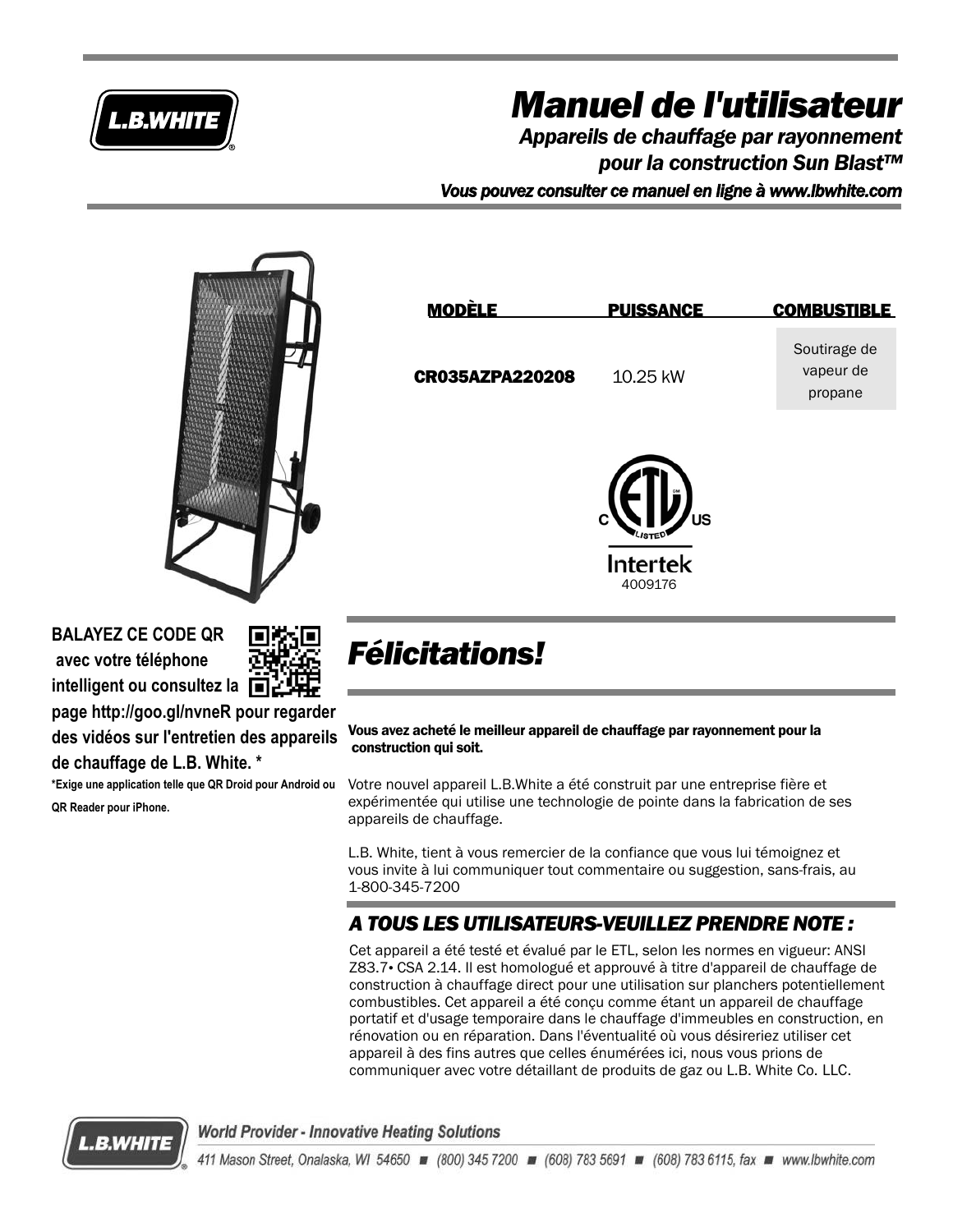# Manuel de l'utilisateur

## Appareils de chauffage par rayonnement pour la construction Sun Blast™

***Vous pouvez consulter ce manuel en ligne à www.lbwhite.com***

| MODÈLE | PUISSANCE | COMBUSTIBLE |
| --- | --- | --- |
| **CR035AZPA220208** | 10.25 kW | Soutirage de vapeur de propane |

Intertek
4009176

**BALAYEZ CE CODE QR avec votre téléphone intelligent ou consultez la page http://goo.gl/nvneR pour regarder des vidéos sur l'entretien des appareils de chauffage de L.B. White. ***

***Exige une application telle que QR Droid pour Android ou QR Reader pour iPhone.**

## *Félicitations!*

**Vous avez acheté le meilleur appareil de chauffage par rayonnement pour la construction qui soit.**

Votre nouvel appareil L.B.White a été construit par une entreprise fière et expérimentée qui utilise une technologie de pointe dans la fabrication de ses appareils de chauffage.

L.B. White, tient à vous remercier de la confiance que vous lui témoignez et vous invite à lui communiquer tout commentaire ou suggestion, sans-frais, au 1-800-345-7200

## *A TOUS LES UTILISATEURS-VEUILLEZ PRENDRE NOTE :*

Cet appareil a été testé et évalué par le ETL, selon les normes en vigueur: ANSI Z83.7• CSA 2.14. Il est homologué et approuvé à titre d'appareil de chauffage de construction à chauffage direct pour une utilisation sur planchers potentiellement combustibles. Cet appareil a été conçu comme étant un appareil de chauffage portatif et d'usage temporaire dans le chauffage d'immeubles en construction, en rénovation ou en réparation. Dans l'éventualité où vous désireriez utiliser cet appareil à des fins autres que celles énumérées ici, nous vous prions de communiquer avec votre détaillant de produits de gaz ou L.B. White Co. LLC.

*World Provider - Innovative Heating Solutions*

*411 Mason Street, Onalaska, WI 54650 ■ (800) 345 7200 ■ (608) 783 5691 ■ (608) 783 6115, fax ■ www.lbwhite.com*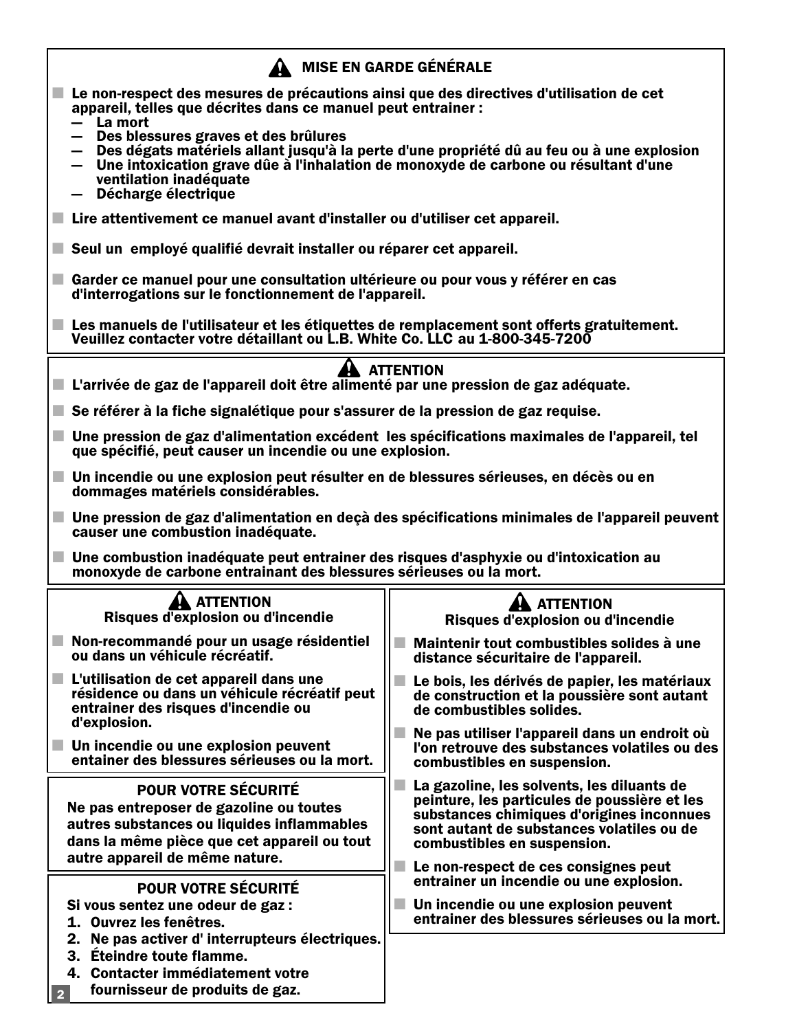## ⚠ MISE EN GARDE GÉNÉRALE

- Le non-respect des mesures de précautions ainsi que des directives d'utilisation de cet appareil, telles que décrites dans ce manuel peut entrainer :
  - — La mort
  - — Des blessures graves et des brûlures
  - — Des dégats matériels allant jusqu'à la perte d'une propriété dû au feu ou à une explosion
  - — Une intoxication grave dûe à l'inhalation de monoxyde de carbone ou résultant d'une ventilation inadéquate
  - — Décharge électrique
- Lire attentivement ce manuel avant d'installer ou d'utiliser cet appareil.
- Seul un employé qualifié devrait installer ou réparer cet appareil.
- Garder ce manuel pour une consultation ultérieure ou pour vous y référer en cas d'interrogations sur le fonctionnement de l'appareil.
- Les manuels de l'utilisateur et les étiquettes de remplacement sont offerts gratuitement. Veuillez contacter votre détaillant ou L.B. White Co. LLC au 1-800-345-7200

## ⚠ ATTENTION

- L'arrivée de gaz de l'appareil doit être alimenté par une pression de gaz adéquate.
- Se référer à la fiche signalétique pour s'assurer de la pression de gaz requise.
- Une pression de gaz d'alimentation excédent les spécifications maximales de l'appareil, tel que spécifié, peut causer un incendie ou une explosion.
- Un incendie ou une explosion peut résulter en de blessures sérieuses, en décès ou en dommages matériels considérables.
- Une pression de gaz d'alimentation en deçà des spécifications minimales de l'appareil peuvent causer une combustion inadéquate.
- Une combustion inadéquate peut entrainer des risques d'asphyxie ou d'intoxication au monoxyde de carbone entrainant des blessures sérieuses ou la mort.

## ⚠ ATTENTION
### Risques d'explosion ou d'incendie

- Non-recommandé pour un usage résidentiel ou dans un véhicule récréatif.
- L'utilisation de cet appareil dans une résidence ou dans un véhicule récréatif peut entrainer des risques d'incendie ou d'explosion.
- Un incendie ou une explosion peuvent entainer des blessures sérieuses ou la mort.

## POUR VOTRE SÉCURITÉ

Ne pas entreposer de gazoline ou toutes autres substances ou liquides inflammables dans la même pièce que cet appareil ou tout autre appareil de même nature.

## POUR VOTRE SÉCURITÉ

Si vous sentez une odeur de gaz :

1. Ouvrez les fenêtres.
2. Ne pas activer d' interrupteurs électriques.
3. Éteindre toute flamme.
4. Contacter immédiatement votre fournisseur de produits de gaz.

## ⚠ ATTENTION
### Risques d'explosion ou d'incendie

- Maintenir tout combustibles solides à une distance sécuritaire de l'appareil.
- Le bois, les dérivés de papier, les matériaux de construction et la poussière sont autant de combustibles solides.
- Ne pas utiliser l'appareil dans un endroit où l'on retrouve des substances volatiles ou des combustibles en suspension.
- La gazoline, les solvents, les diluants de peinture, les particules de poussière et les substances chimiques d'origines inconnues sont autant de substances volatiles ou de combustibles en suspension.
- Le non-respect de ces consignes peut entrainer un incendie ou une explosion.
- Un incendie ou une explosion peuvent entrainer des blessures sérieuses ou la mort.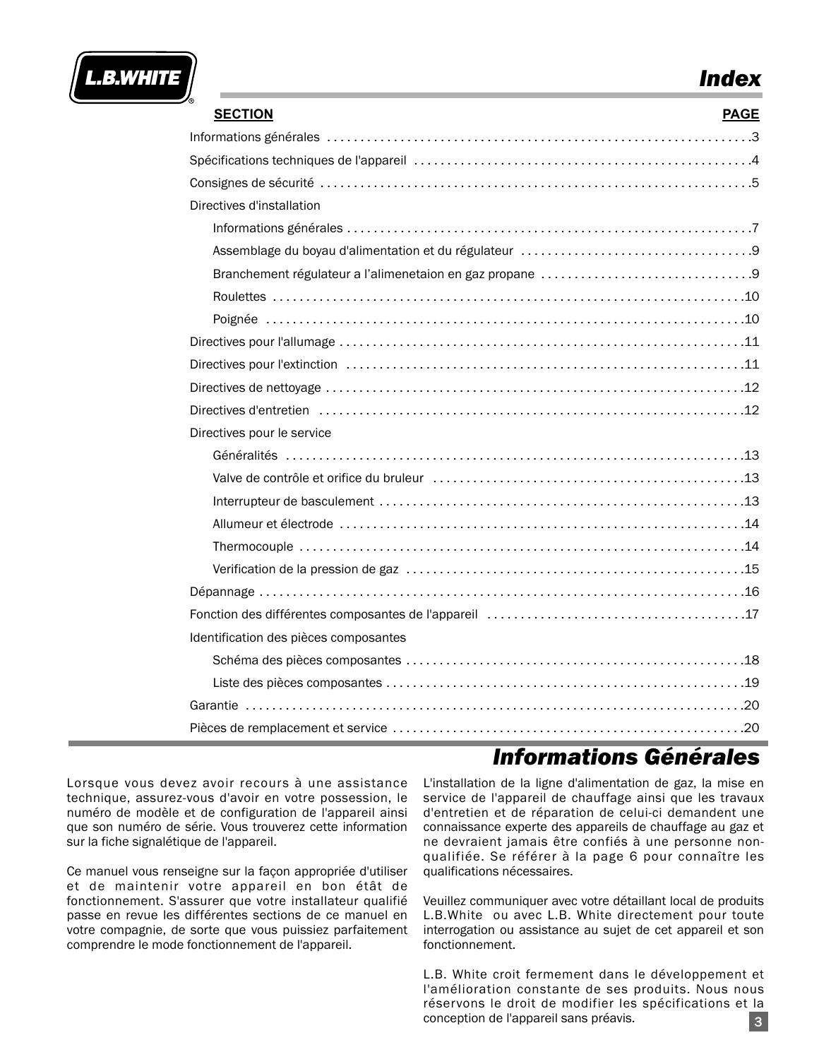# Index

| SECTION | PAGE |
|---|---|
| Informations générales | 3 |
| Spécifications techniques de l'appareil | 4 |
| Consignes de sécurité | 5 |
| Directives d'installation | |
| Informations générales | 7 |
| Assemblage du boyau d'alimentation et du régulateur | 9 |
| Branchement régulateur a l'alimenetaion en gaz propane | 9 |
| Roulettes | 10 |
| Poignée | 10 |
| Directives pour l'allumage | 11 |
| Directives pour l'extinction | 11 |
| Directives de nettoyage | 12 |
| Directives d'entretien | 12 |
| Directives pour le service | |
| Généralités | 13 |
| Valve de contrôle et orifice du bruleur | 13 |
| Interrupteur de basculement | 13 |
| Allumeur et électrode | 14 |
| Thermocouple | 14 |
| Verification de la pression de gaz | 15 |
| Dépannage | 16 |
| Fonction des différentes composantes de l'appareil | 17 |
| Identification des pièces composantes | |
| Schéma des pièces composantes | 18 |
| Liste des pièces composantes | 19 |
| Garantie | 20 |
| Pièces de remplacement et service | 20 |

# Informations Générales

Lorsque vous devez avoir recours à une assistance technique, assurez-vous d'avoir en votre possession, le numéro de modèle et de configuration de l'appareil ainsi que son numéro de série. Vous trouverez cette information sur la fiche signalétique de l'appareil.

Ce manuel vous renseigne sur la façon appropriée d'utiliser et de maintenir votre appareil en bon état de fonctionnement. S'assurer que votre installateur qualifié passe en revue les différentes sections de ce manuel en votre compagnie, de sorte que vous puissiez parfaitement comprendre le mode fonctionnement de l'appareil.

L'installation de la ligne d'alimentation de gaz, la mise en service de l'appareil de chauffage ainsi que les travaux d'entretien et de réparation de celui-ci demandent une connaissance experte des appareils de chauffage au gaz et ne devraient jamais être confiés à une personne non-qualifiée. Se référer à la page 6 pour connaître les qualifications nécessaires.

Veuillez communiquer avec votre détaillant local de produits L.B.White ou avec L.B. White directement pour toute interrogation ou assistance au sujet de cet appareil et son fonctionnement.

L.B. White croit fermement dans le développement et l'amélioration constante de ses produits. Nous nous réservons le droit de modifier les spécifications et la conception de l'appareil sans préavis.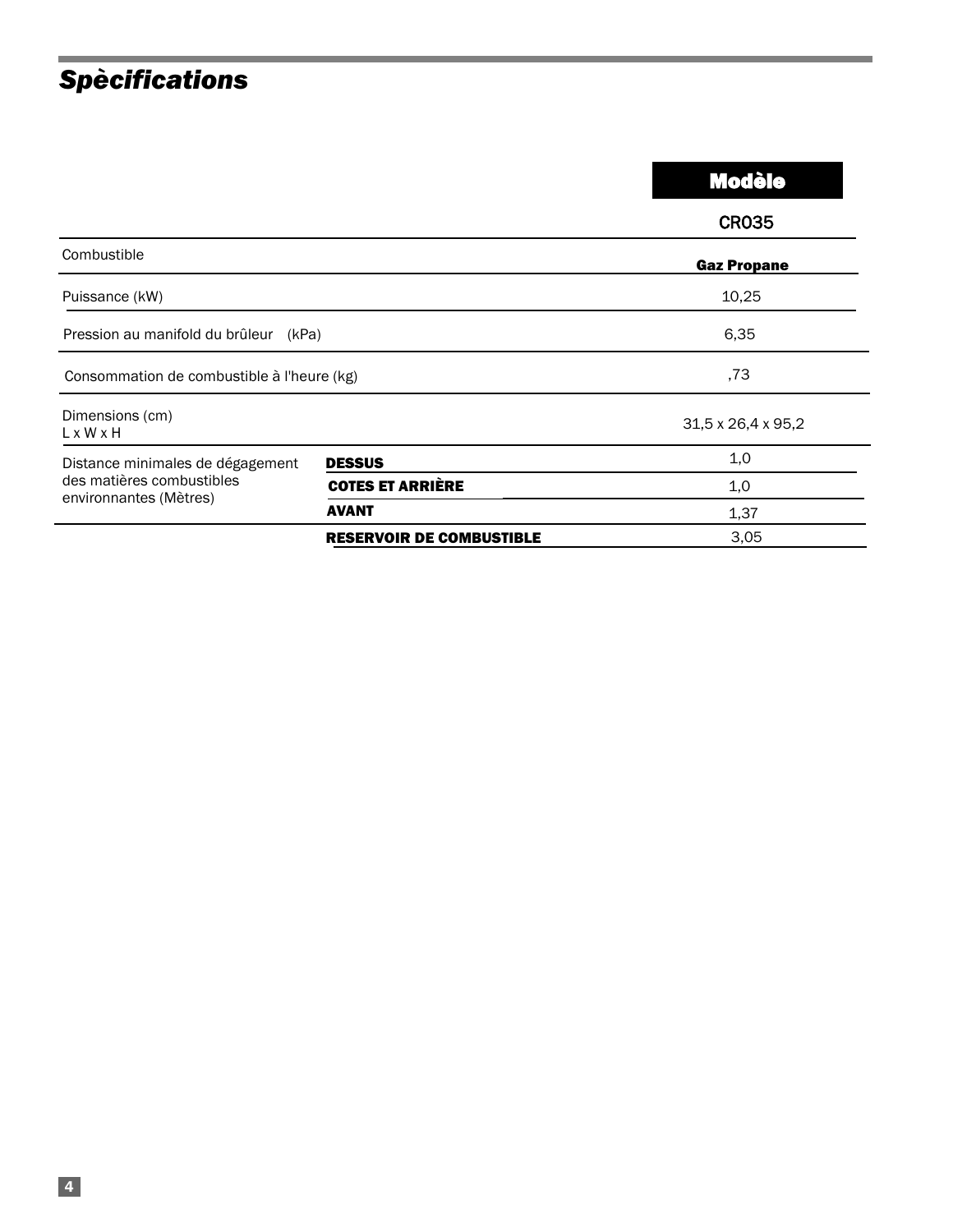## *Spècifications*

| | | **Modèle** |
|---|---|---|
| | | CR035 |
| Combustible | | **Gaz Propane** |
| Puissance (kW) | | 10,25 |
| Pression au manifold du brûleur (kPa) | | 6,35 |
| Consommation de combustible à l'heure (kg) | | ,73 |
| Dimensions (cm) L x W x H | | 31,5 x 26,4 x 95,2 |
| Distance minimales de dégagement des matières combustibles environnantes (Mètres) | **DESSUS** | 1,0 |
| | **COTES ET ARRIÈRE** | 1,0 |
| | **AVANT** | 1,37 |
| | **RESERVOIR DE COMBUSTIBLE** | 3,05 |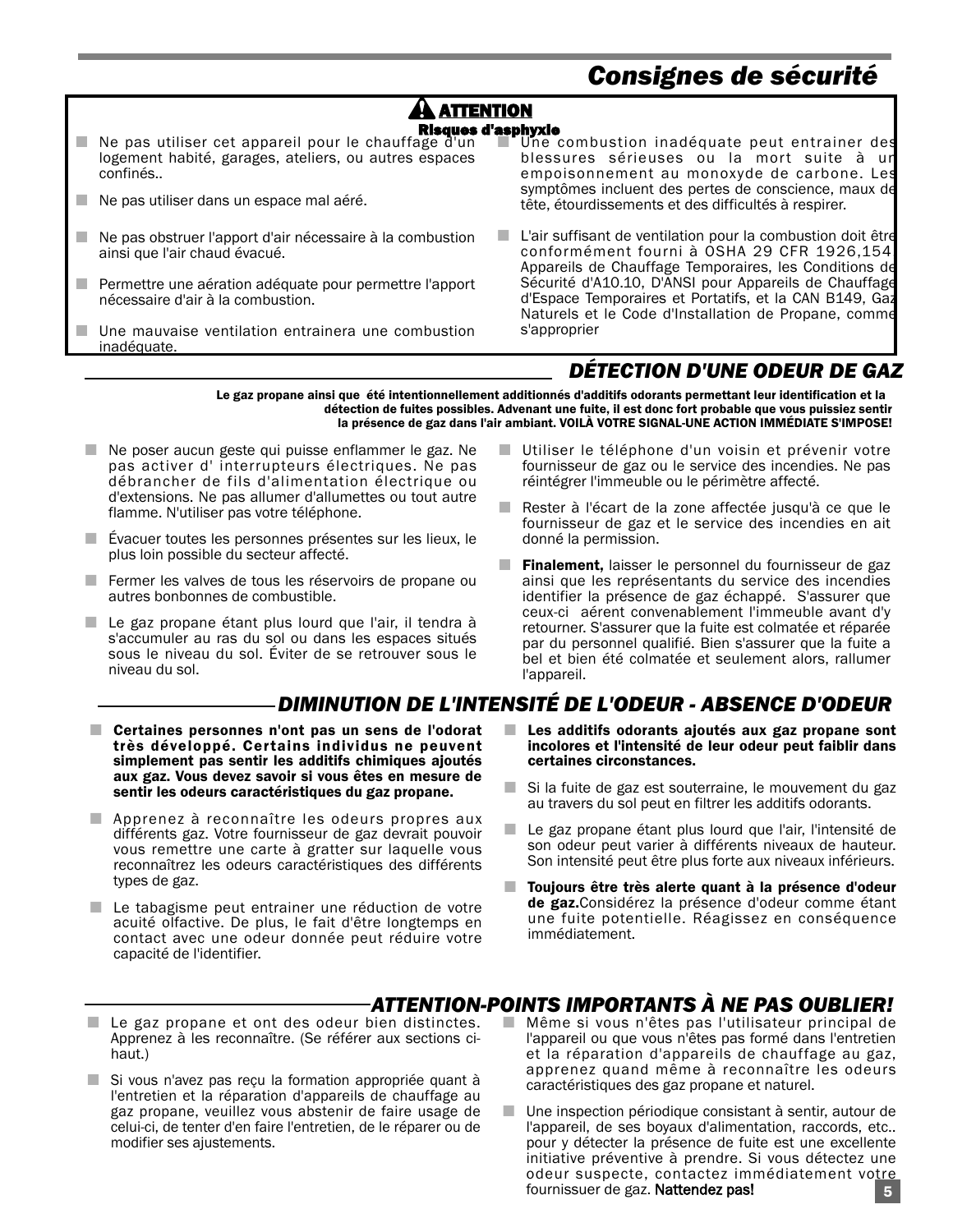# Consignes de sécurité

## ⚠ ATTENTION

**Risques d'asphyxie**

- Ne pas utiliser cet appareil pour le chauffage d'un logement habité, garages, ateliers, ou autres espaces confinés..
- Ne pas utiliser dans un espace mal aéré.
- Ne pas obstruer l'apport d'air nécessaire à la combustion ainsi que l'air chaud évacué.
- Permettre une aération adéquate pour permettre l'apport nécessaire d'air à la combustion.
- Une mauvaise ventilation entrainera une combustion inadéquate.
- Une combustion inadéquate peut entrainer des blessures sérieuses ou la mort suite à un empoisonnement au monoxyde de carbone. Les symptômes incluent des pertes de conscience, maux de tête, étourdissements et des difficultés à respirer.
- L'air suffisant de ventilation pour la combustion doit être conformément fourni à OSHA 29 CFR 1926,154 Appareils de Chauffage Temporaires, les Conditions de Sécurité d'A10.10, D'ANSI pour Appareils de Chauffage d'Espace Temporaires et Portatifs, et la CAN B149, Gaz Naturels et le Code d'Installation de Propane, comme s'approprier

## DÉTECTION D'UNE ODEUR DE GAZ

**Le gaz propane ainsi que été intentionnellement additionnés d'additifs odorants permettant leur identification et la détection de fuites possibles. Advenant une fuite, il est donc fort probable que vous puissiez sentir la présence de gaz dans l'air ambiant. VOILÀ VOTRE SIGNAL-UNE ACTION IMMÉDIATE S'IMPOSE!**

- Ne poser aucun geste qui puisse enflammer le gaz. Ne pas activer d' interrupteurs électriques. Ne pas débrancher de fils d'alimentation électrique ou d'extensions. Ne pas allumer d'allumettes ou tout autre flamme. N'utiliser pas votre téléphone.
- Évacuer toutes les personnes présentes sur les lieux, le plus loin possible du secteur affecté.
- Fermer les valves de tous les réservoirs de propane ou autres bonbonnes de combustible.
- Le gaz propane étant plus lourd que l'air, il tendra à s'accumuler au ras du sol ou dans les espaces situés sous le niveau du sol. Éviter de se retrouver sous le niveau du sol.
- Utiliser le téléphone d'un voisin et prévenir votre fournisseur de gaz ou le service des incendies. Ne pas réintégrer l'immeuble ou le périmètre affecté.
- Rester à l'écart de la zone affectée jusqu'à ce que le fournisseur de gaz et le service des incendies en ait donné la permission.
- **Finalement,** laisser le personnel du fournisseur de gaz ainsi que les représentants du service des incendies identifier la présence de gaz échappé. S'assurer que ceux-ci aérent convenablement l'immeuble avant d'y retourner. S'assurer que la fuite est colmatée et réparée par du personnel qualifié. Bien s'assurer que la fuite a bel et bien été colmatée et seulement alors, rallumer l'appareil.

## DIMINUTION DE L'INTENSITÉ DE L'ODEUR - ABSENCE D'ODEUR

- **Certaines personnes n'ont pas un sens de l'odorat très développé. Certains individus ne peuvent simplement pas sentir les additifs chimiques ajoutés aux gaz. Vous devez savoir si vous êtes en mesure de sentir les odeurs caractéristiques du gaz propane.**
- Apprenez à reconnaître les odeurs propres aux différents gaz. Votre fournisseur de gaz devrait pouvoir vous remettre une carte à gratter sur laquelle vous reconnaîtrez les odeurs caractéristiques des différents types de gaz.
- Le tabagisme peut entrainer une réduction de votre acuité olfactive. De plus, le fait d'être longtemps en contact avec une odeur donnée peut réduire votre capacité de l'identifier.
- **Les additifs odorants ajoutés aux gaz propane sont incolores et l'intensité de leur odeur peut faiblir dans certaines circonstances.**
- Si la fuite de gaz est souterraine, le mouvement du gaz au travers du sol peut en filtrer les additifs odorants.
- Le gaz propane étant plus lourd que l'air, l'intensité de son odeur peut varier à différents niveaux de hauteur. Son intensité peut être plus forte aux niveaux inférieurs.
- **Toujours être très alerte quant à la présence d'odeur de gaz.**Considérez la présence d'odeur comme étant une fuite potentielle. Réagissez en conséquence immédiatement.

## ATTENTION-POINTS IMPORTANTS À NE PAS OUBLIER!

- Le gaz propane et ont des odeur bien distinctes. Apprenez à les reconnaître. (Se référer aux sections ci-haut.)
- Si vous n'avez pas reçu la formation appropriée quant à l'entretien et la réparation d'appareils de chauffage au gaz propane, veuillez vous abstenir de faire usage de celui-ci, de tenter d'en faire l'entretien, de le réparer ou de modifier ses ajustements.
- Même si vous n'êtes pas l'utilisateur principal de l'appareil ou que vous n'êtes pas formé dans l'entretien et la réparation d'appareils de chauffage au gaz, apprenez quand même à reconnaître les odeurs caractéristiques des gaz propane et naturel.
- Une inspection périodique consistant à sentir, autour de l'appareil, de ses boyaux d'alimentation, raccords, etc.. pour y détecter la présence de fuite est une excellente initiative préventive à prendre. Si vous détectez une odeur suspecte, contactez immédiatement votre fournissuer de gaz. **Nattendez pas!**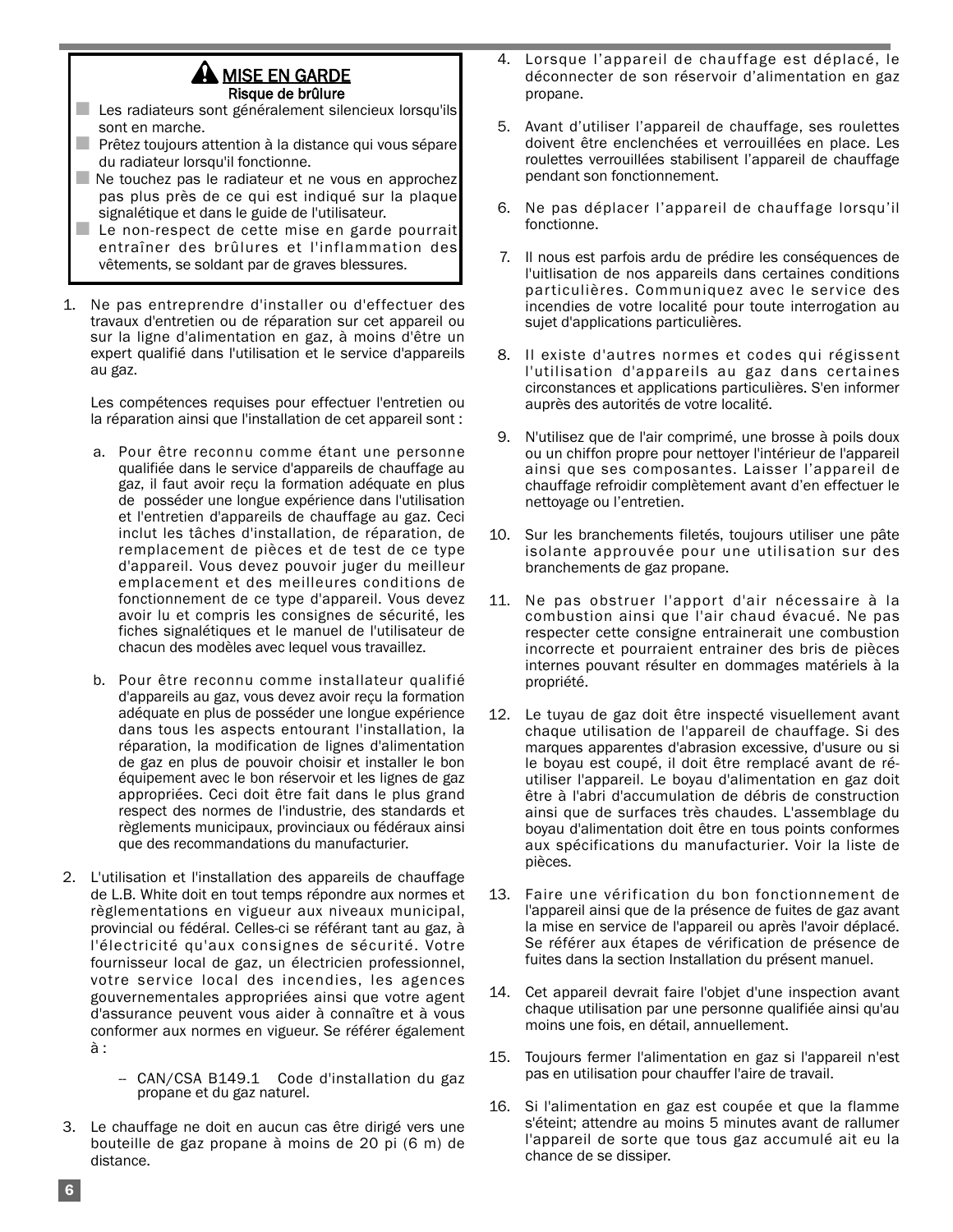## ⚠ MISE EN GARDE

**Risque de brûlure**

- Les radiateurs sont généralement silencieux lorsqu'ils sont en marche.
- Prêtez toujours attention à la distance qui vous sépare du radiateur lorsqu'il fonctionne.
- Ne touchez pas le radiateur et ne vous en approchez pas plus près de ce qui est indiqué sur la plaque signalétique et dans le guide de l'utilisateur.
- Le non-respect de cette mise en garde pourrait entraîner des brûlures et l'inflammation des vêtements, se soldant par de graves blessures.

1. Ne pas entreprendre d'installer ou d'effectuer des travaux d'entretien ou de réparation sur cet appareil ou sur la ligne d'alimentation en gaz, à moins d'être un expert qualifié dans l'utilisation et le service d'appareils au gaz.

   Les compétences requises pour effectuer l'entretien ou la réparation ainsi que l'installation de cet appareil sont :

   a. Pour être reconnu comme étant une personne qualifiée dans le service d'appareils de chauffage au gaz, il faut avoir reçu la formation adéquate en plus de posséder une longue expérience dans l'utilisation et l'entretien d'appareils de chauffage au gaz. Ceci inclut les tâches d'installation, de réparation, de remplacement de pièces et de test de ce type d'appareil. Vous devez pouvoir juger du meilleur emplacement et des meilleures conditions de fonctionnement de ce type d'appareil. Vous devez avoir lu et compris les consignes de sécurité, les fiches signalétiques et le manuel de l'utilisateur de chacun des modèles avec lequel vous travaillez.

   b. Pour être reconnu comme installateur qualifié d'appareils au gaz, vous devez avoir reçu la formation adéquate en plus de posséder une longue expérience dans tous les aspects entourant l'installation, la réparation, la modification de lignes d'alimentation de gaz en plus de pouvoir choisir et installer le bon équipement avec le bon réservoir et les lignes de gaz appropriées. Ceci doit être fait dans le plus grand respect des normes de l'industrie, des standards et règlements municipaux, provinciaux ou fédéraux ainsi que des recommandations du manufacturier.

2. L'utilisation et l'installation des appareils de chauffage de L.B. White doit en tout temps répondre aux normes et règlementations en vigueur aux niveaux municipal, provincial ou fédéral. Celles-ci se référant tant au gaz, à l'électricité qu'aux consignes de sécurité. Votre fournisseur local de gaz, un électricien professionnel, votre service local des incendies, les agences gouvernementales appropriées ainsi que votre agent d'assurance peuvent vous aider à connaître et à vous conformer aux normes en vigueur. Se référer également à :

   – CAN/CSA B149.1 Code d'installation du gaz propane et du gaz naturel.

3. Le chauffage ne doit en aucun cas être dirigé vers une bouteille de gaz propane à moins de 20 pi (6 m) de distance.

4. Lorsque l'appareil de chauffage est déplacé, le déconnecter de son réservoir d'alimentation en gaz propane.

5. Avant d'utiliser l'appareil de chauffage, ses roulettes doivent être enclenchées et verrouillées en place. Les roulettes verrouillées stabilisent l'appareil de chauffage pendant son fonctionnement.

6. Ne pas déplacer l'appareil de chauffage lorsqu'il fonctionne.

7. Il nous est parfois ardu de prédire les conséquences de l'uitlisation de nos appareils dans certaines conditions particulières. Communiquez avec le service des incendies de votre localité pour toute interrogation au sujet d'applications particulières.

8. Il existe d'autres normes et codes qui régissent l'utilisation d'appareils au gaz dans certaines circonstances et applications particulières. S'en informer auprès des autorités de votre localité.

9. N'utilisez que de l'air comprimé, une brosse à poils doux ou un chiffon propre pour nettoyer l'intérieur de l'appareil ainsi que ses composantes. Laisser l'appareil de chauffage refroidir complètement avant d'en effectuer le nettoyage ou l'entretien.

10. Sur les branchements filetés, toujours utiliser une pâte isolante approuvée pour une utilisation sur des branchements de gaz propane.

11. Ne pas obstruer l'apport d'air nécessaire à la combustion ainsi que l'air chaud évacué. Ne pas respecter cette consigne entrainerait une combustion incorrecte et pourraient entrainer des bris de pièces internes pouvant résulter en dommages matériels à la propriété.

12. Le tuyau de gaz doit être inspecté visuellement avant chaque utilisation de l'appareil de chauffage. Si des marques apparentes d'abrasion excessive, d'usure ou si le boyau est coupé, il doit être remplacé avant de ré-utiliser l'appareil. Le boyau d'alimentation en gaz doit être à l'abri d'accumulation de débris de construction ainsi que de surfaces très chaudes. L'assemblage du boyau d'alimentation doit être en tous points conformes aux spécifications du manufacturier. Voir la liste de pièces.

13. Faire une vérification du bon fonctionnement de l'appareil ainsi que de la présence de fuites de gaz avant la mise en service de l'appareil ou après l'avoir déplacé. Se référer aux étapes de vérification de présence de fuites dans la section Installation du présent manuel.

14. Cet appareil devrait faire l'objet d'une inspection avant chaque utilisation par une personne qualifiée ainsi qu'au moins une fois, en détail, annuellement.

15. Toujours fermer l'alimentation en gaz si l'appareil n'est pas en utilisation pour chauffer l'aire de travail.

16. Si l'alimentation en gaz est coupée et que la flamme s'éteint; attendre au moins 5 minutes avant de rallumer l'appareil de sorte que tous gaz accumulé ait eu la chance de se dissiper.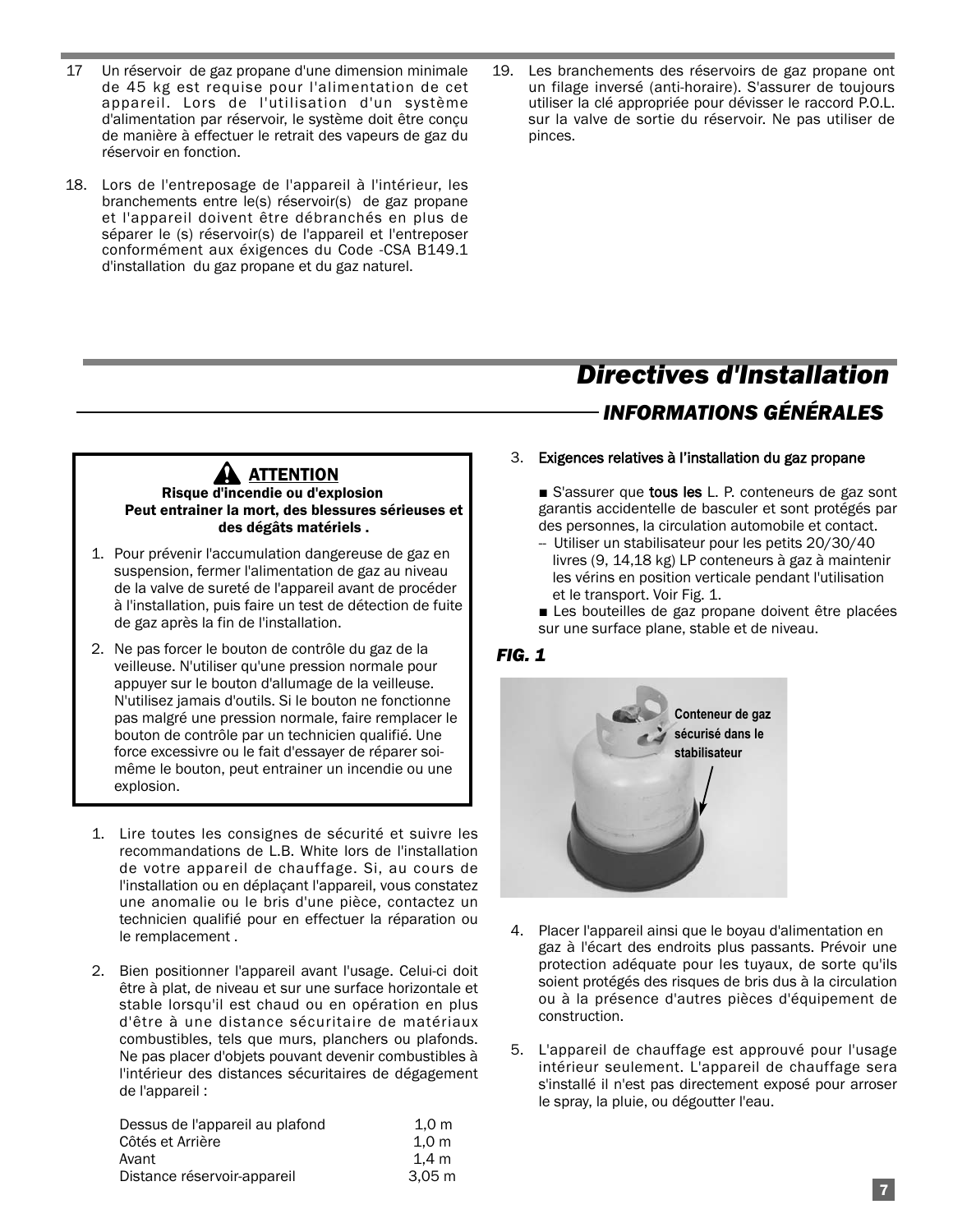17 Un réservoir de gaz propane d'une dimension minimale de 45 kg est requise pour l'alimentation de cet appareil. Lors de l'utilisation d'un système d'alimentation par réservoir, le système doit être conçu de manière à effectuer le retrait des vapeurs de gaz du réservoir en fonction.

18. Lors de l'entreposage de l'appareil à l'intérieur, les branchements entre le(s) réservoir(s) de gaz propane et l'appareil doivent être débranchés en plus de séparer le (s) réservoir(s) de l'appareil et l'entreposer conformément aux éxigences du Code -CSA B149.1 d'installation du gaz propane et du gaz naturel.

19. Les branchements des réservoirs de gaz propane ont un filage inversé (anti-horaire). S'assurer de toujours utiliser la clé appropriée pour dévisser le raccord P.O.L. sur la valve de sortie du réservoir. Ne pas utiliser de pinces.

# *Directives d'Installation*

## *INFORMATIONS GÉNÉRALES*

> **⚠ ATTENTION**
>
> **Risque d'incendie ou d'explosion**
> **Peut entrainer la mort, des blessures sérieuses et des dégâts matériels .**
>
> 1. Pour prévenir l'accumulation dangereuse de gaz en suspension, fermer l'alimentation de gaz au niveau de la valve de sureté de l'appareil avant de procéder à l'installation, puis faire un test de détection de fuite de gaz après la fin de l'installation.
> 2. Ne pas forcer le bouton de contrôle du gaz de la veilleuse. N'utiliser qu'une pression normale pour appuyer sur le bouton d'allumage de la veilleuse. N'utilisez jamais d'outils. Si le bouton ne fonctionne pas malgré une pression normale, faire remplacer le bouton de contrôle par un technicien qualifié. Une force excessivre ou le fait d'essayer de réparer soi-même le bouton, peut entrainer un incendie ou une explosion.

1. Lire toutes les consignes de sécurité et suivre les recommandations de L.B. White lors de l'installation de votre appareil de chauffage. Si, au cours de l'installation ou en déplaçant l'appareil, vous constatez une anomalie ou le bris d'une pièce, contactez un technicien qualifié pour en effectuer la réparation ou le remplacement .

2. Bien positionner l'appareil avant l'usage. Celui-ci doit être à plat, de niveau et sur une surface horizontale et stable lorsqu'il est chaud ou en opération en plus d'être à une distance sécuritaire de matériaux combustibles, tels que murs, planchers ou plafonds. Ne pas placer d'objets pouvant devenir combustibles à l'intérieur des distances sécuritaires de dégagement de l'appareil :

| | |
|---|---|
| Dessus de l'appareil au plafond | 1,0 m |
| Côtés et Arrière | 1,0 m |
| Avant | 1,4 m |
| Distance réservoir-appareil | 3,05 m |

3. **Exigences relatives à l'installation du gaz propane**

   ■ S'assurer que **tous les** L. P. conteneurs de gaz sont garantis accidentelle de basculer et sont protégés par des personnes, la circulation automobile et contact.
   -- Utiliser un stabilisateur pour les petits 20/30/40 livres (9, 14,18 kg) LP conteneurs à gaz à maintenir les vérins en position verticale pendant l'utilisation et le transport. Voir Fig. 1.
   ■ Les bouteilles de gaz propane doivent être placées sur une surface plane, stable et de niveau.

***FIG. 1***

Conteneur de gaz sécurisé dans le stabilisateur

4. Placer l'appareil ainsi que le boyau d'alimentation en gaz à l'écart des endroits plus passants. Prévoir une protection adéquate pour les tuyaux, de sorte qu'ils soient protégés des risques de bris dus à la circulation ou à la présence d'autres pièces d'équipement de construction.

5. L'appareil de chauffage est approuvé pour l'usage intérieur seulement. L'appareil de chauffage sera s'installé il n'est pas directement exposé pour arroser le spray, la pluie, ou dégoutter l'eau.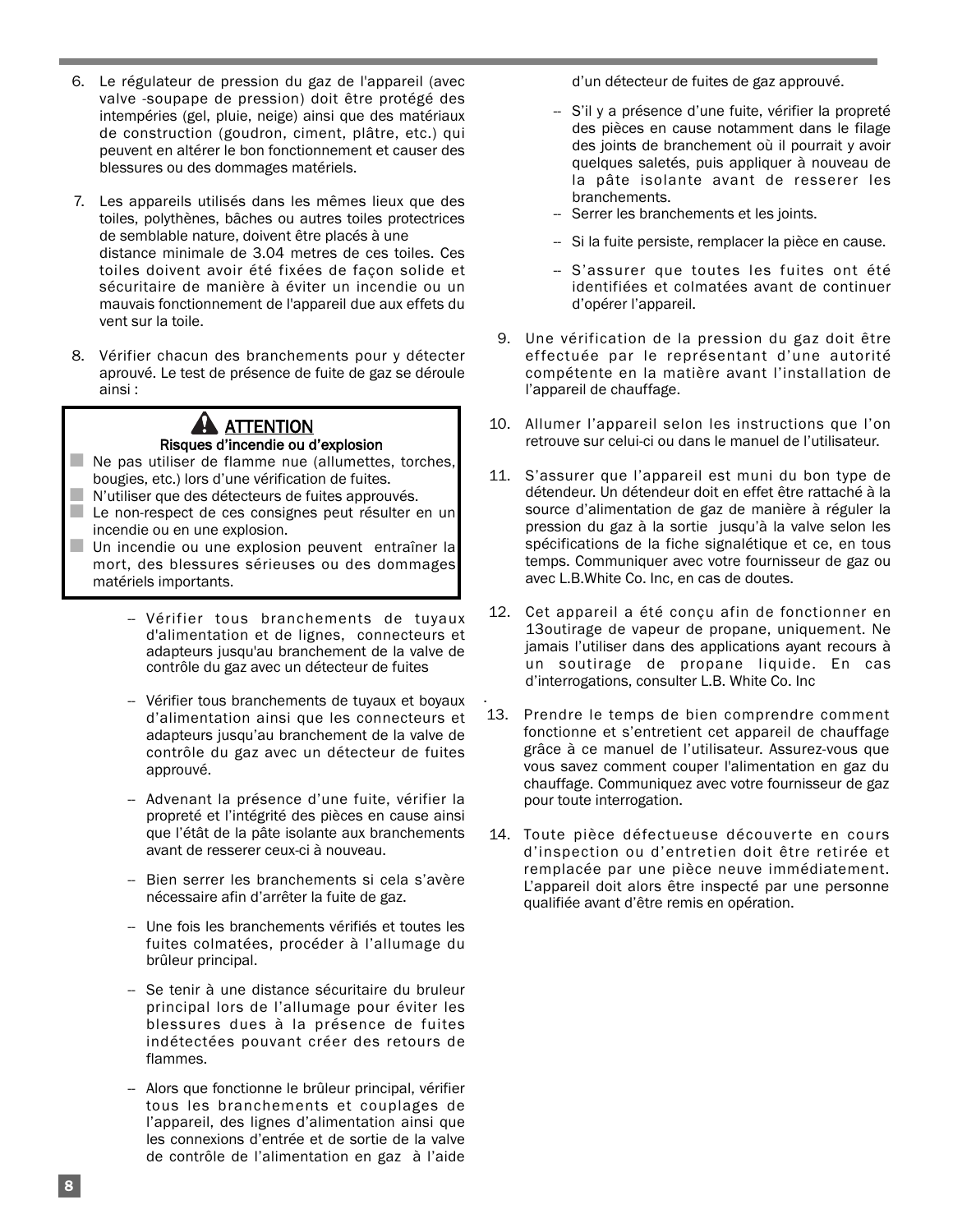6. Le régulateur de pression du gaz de l'appareil (avec valve -soupape de pression) doit être protégé des intempéries (gel, pluie, neige) ainsi que des matériaux de construction (goudron, ciment, plâtre, etc.) qui peuvent en altérer le bon fonctionnement et causer des blessures ou des dommages matériels.

7. Les appareils utilisés dans les mêmes lieux que des toiles, polythènes, bâches ou autres toiles protectrices de semblable nature, doivent être placés à une distance minimale de 3.04 metres de ces toiles. Ces toiles doivent avoir été fixées de façon solide et sécuritaire de manière à éviter un incendie ou un mauvais fonctionnement de l'appareil due aux effets du vent sur la toile.

8. Vérifier chacun des branchements pour y détecter aprouvé. Le test de présence de fuite de gaz se déroule ainsi :

> **⚠ ATTENTION**
> **Risques d'incendie ou d'explosion**
> - Ne pas utiliser de flamme nue (allumettes, torches, bougies, etc.) lors d'une vérification de fuites.
> - N'utiliser que des détecteurs de fuites approuvés.
> - Le non-respect de ces consignes peut résulter en un incendie ou en une explosion.
> - Un incendie ou une explosion peuvent entraîner la mort, des blessures sérieuses ou des dommages matériels importants.

   - Vérifier tous branchements de tuyaux d'alimentation et de lignes, connecteurs et adapteurs jusqu'au branchement de la valve de contrôle du gaz avec un détecteur de fuites
   - Vérifier tous branchements de tuyaux et boyaux d'alimentation ainsi que les connecteurs et adapteurs jusqu'au branchement de la valve de contrôle du gaz avec un détecteur de fuites approuvé.
   - Advenant la présence d'une fuite, vérifier la propreté et l'intégrité des pièces en cause ainsi que l'étât de la pâte isolante aux branchements avant de resserer ceux-ci à nouveau.
   - Bien serrer les branchements si cela s'avère nécessaire afin d'arrêter la fuite de gaz.
   - Une fois les branchements vérifiés et toutes les fuites colmatées, procéder à l'allumage du brûleur principal.
   - Se tenir à une distance sécuritaire du bruleur principal lors de l'allumage pour éviter les blessures dues à la présence de fuites indétectées pouvant créer des retours de flammes.
   - Alors que fonctionne le brûleur principal, vérifier tous les branchements et couplages de l'appareil, des lignes d'alimentation ainsi que les connexions d'entrée et de sortie de la valve de contrôle de l'alimentation en gaz à l'aide d'un détecteur de fuites de gaz approuvé.
   - S'il y a présence d'une fuite, vérifier la propreté des pièces en cause notamment dans le filage des joints de branchement où il pourrait y avoir quelques saletés, puis appliquer à nouveau de la pâte isolante avant de resserer les branchements.
   - Serrer les branchements et les joints.
   - Si la fuite persiste, remplacer la pièce en cause.
   - S'assurer que toutes les fuites ont été identifiées et colmatées avant de continuer d'opérer l'appareil.

9. Une vérification de la pression du gaz doit être effectuée par le représentant d'une autorité compétente en la matière avant l'installation de l'appareil de chauffage.

10. Allumer l'appareil selon les instructions que l'on retrouve sur celui-ci ou dans le manuel de l'utilisateur.

11. S'assurer que l'appareil est muni du bon type de détendeur. Un détendeur doit en effet être rattaché à la source d'alimentation de gaz de manière à réguler la pression du gaz à la sortie jusqu'à la valve selon les spécifications de la fiche signalétique et ce, en tous temps. Communiquer avec votre fournisseur de gaz ou avec L.B.White Co. Inc, en cas de doutes.

12. Cet appareil a été conçu afin de fonctionner en 13outirage de vapeur de propane, uniquement. Ne jamais l'utiliser dans des applications ayant recours à un soutirage de propane liquide. En cas d'interrogations, consulter L.B. White Co. Inc

.

13. Prendre le temps de bien comprendre comment fonctionne et s'entretient cet appareil de chauffage grâce à ce manuel de l'utilisateur. Assurez-vous que vous savez comment couper l'alimentation en gaz du chauffage. Communiquez avec votre fournisseur de gaz pour toute interrogation.

14. Toute pièce défectueuse découverte en cours d'inspection ou d'entretien doit être retirée et remplacée par une pièce neuve immédiatement. L'appareil doit alors être inspecté par une personne qualifiée avant d'être remis en opération.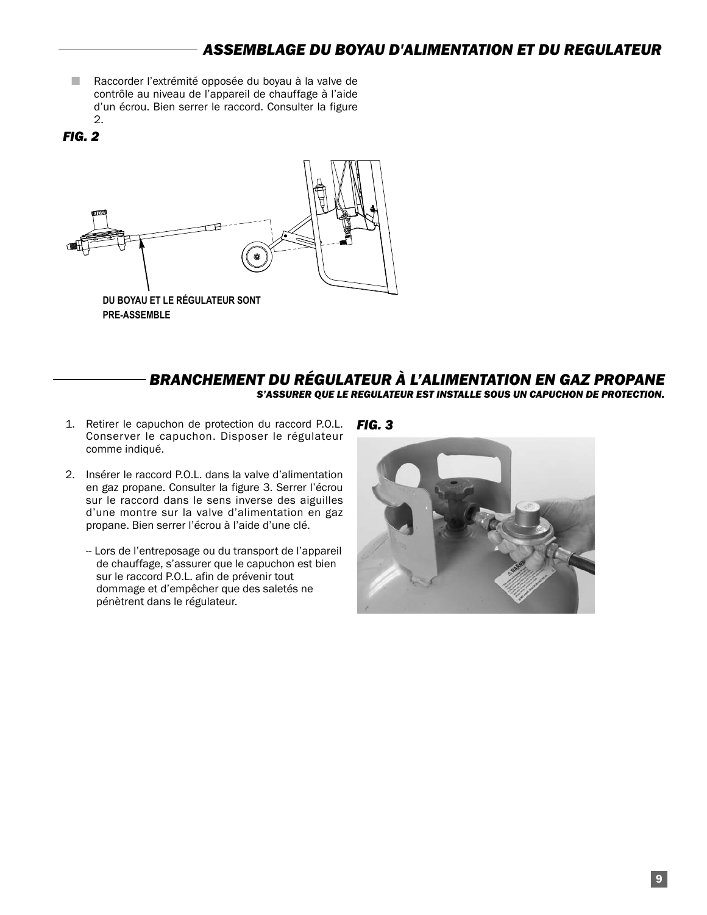## ASSEMBLAGE DU BOYAU D'ALIMENTATION ET DU REGULATEUR

- Raccorder l'extrémité opposée du boyau à la valve de contrôle au niveau de l'appareil de chauffage à l'aide d'un écrou. Bien serrer le raccord. Consulter la figure 2.

***FIG. 2***

DU BOYAU ET LE RÉGULATEUR SONT PRE-ASSEMBLE

## BRANCHEMENT DU RÉGULATEUR À L'ALIMENTATION EN GAZ PROPANE

***S'ASSURER QUE LE REGULATEUR EST INSTALLE SOUS UN CAPUCHON DE PROTECTION.***

1. Retirer le capuchon de protection du raccord P.O.L. Conserver le capuchon. Disposer le régulateur comme indiqué.

2. Insérer le raccord P.O.L. dans la valve d'alimentation en gaz propane. Consulter la figure 3. Serrer l'écrou sur le raccord dans le sens inverse des aiguilles d'une montre sur la valve d'alimentation en gaz propane. Bien serrer l'écrou à l'aide d'une clé.

   -- Lors de l'entreposage ou du transport de l'appareil de chauffage, s'assurer que le capuchon est bien sur le raccord P.O.L. afin de prévenir tout dommage et d'empêcher que des saletés ne pénètrent dans le régulateur.

***FIG. 3***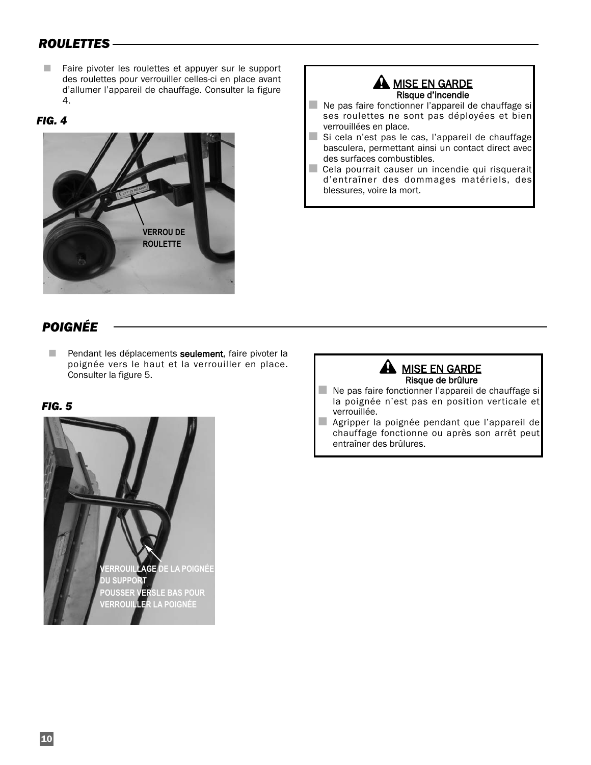## *ROULETTES*

- Faire pivoter les roulettes et appuyer sur le support des roulettes pour verrouiller celles-ci en place avant d'allumer l'appareil de chauffage. Consulter la figure 4.

***FIG. 4***

VERROU DE ROULETTE

> **⚠ MISE EN GARDE**
> **Risque d'incendie**
>
> - Ne pas faire fonctionner l'appareil de chauffage si ses roulettes ne sont pas déployées et bien verrouillées en place.
> - Si cela n'est pas le cas, l'appareil de chauffage basculera, permettant ainsi un contact direct avec des surfaces combustibles.
> - Cela pourrait causer un incendie qui risquerait d'entraîner des dommages matériels, des blessures, voire la mort.

## *POIGNÉE*

- Pendant les déplacements **seulement**, faire pivoter la poignée vers le haut et la verrouiller en place. Consulter la figure 5.

***FIG. 5***

VERROUILLAGE DE LA POIGNÉE DU SUPPORT
POUSSER VERSLE BAS POUR VERROUILLER LA POIGNÉE

> **⚠ MISE EN GARDE**
> **Risque de brûlure**
>
> - Ne pas faire fonctionner l'appareil de chauffage si la poignée n'est pas en position verticale et verrouillée.
> - Agripper la poignée pendant que l'appareil de chauffage fonctionne ou après son arrêt peut entraîner des brûlures.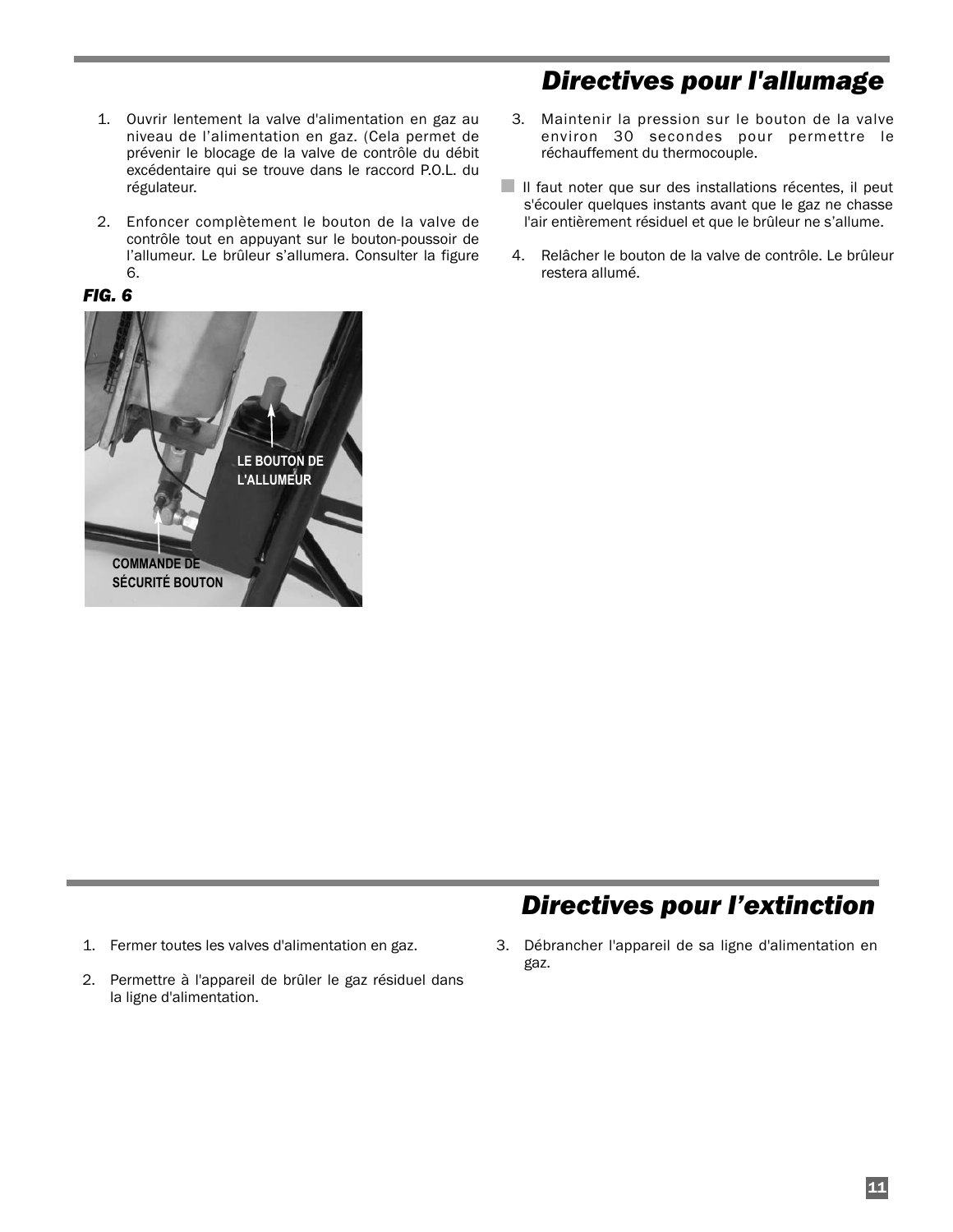## Directives pour l'allumage

1. Ouvrir lentement la valve d'alimentation en gaz au niveau de l'alimentation en gaz. (Cela permet de prévenir le blocage de la valve de contrôle du débit excédentaire qui se trouve dans le raccord P.O.L. du régulateur.

2. Enfoncer complètement le bouton de la valve de contrôle tout en appuyant sur le bouton-poussoir de l'allumeur. Le brûleur s'allumera. Consulter la figure 6.

***FIG. 6***

LE BOUTON DE L'ALLUMEUR

COMMANDE DE SÉCURITÉ BOUTON

3. Maintenir la pression sur le bouton de la valve environ 30 secondes pour permettre le réchauffement du thermocouple.

- Il faut noter que sur des installations récentes, il peut s'écouler quelques instants avant que le gaz ne chasse l'air entièrement résiduel et que le brûleur ne s'allume.

4. Relâcher le bouton de la valve de contrôle. Le brûleur restera allumé.

## Directives pour l'extinction

1. Fermer toutes les valves d'alimentation en gaz.

2. Permettre à l'appareil de brûler le gaz résiduel dans la ligne d'alimentation.

3. Débrancher l'appareil de sa ligne d'alimentation en gaz.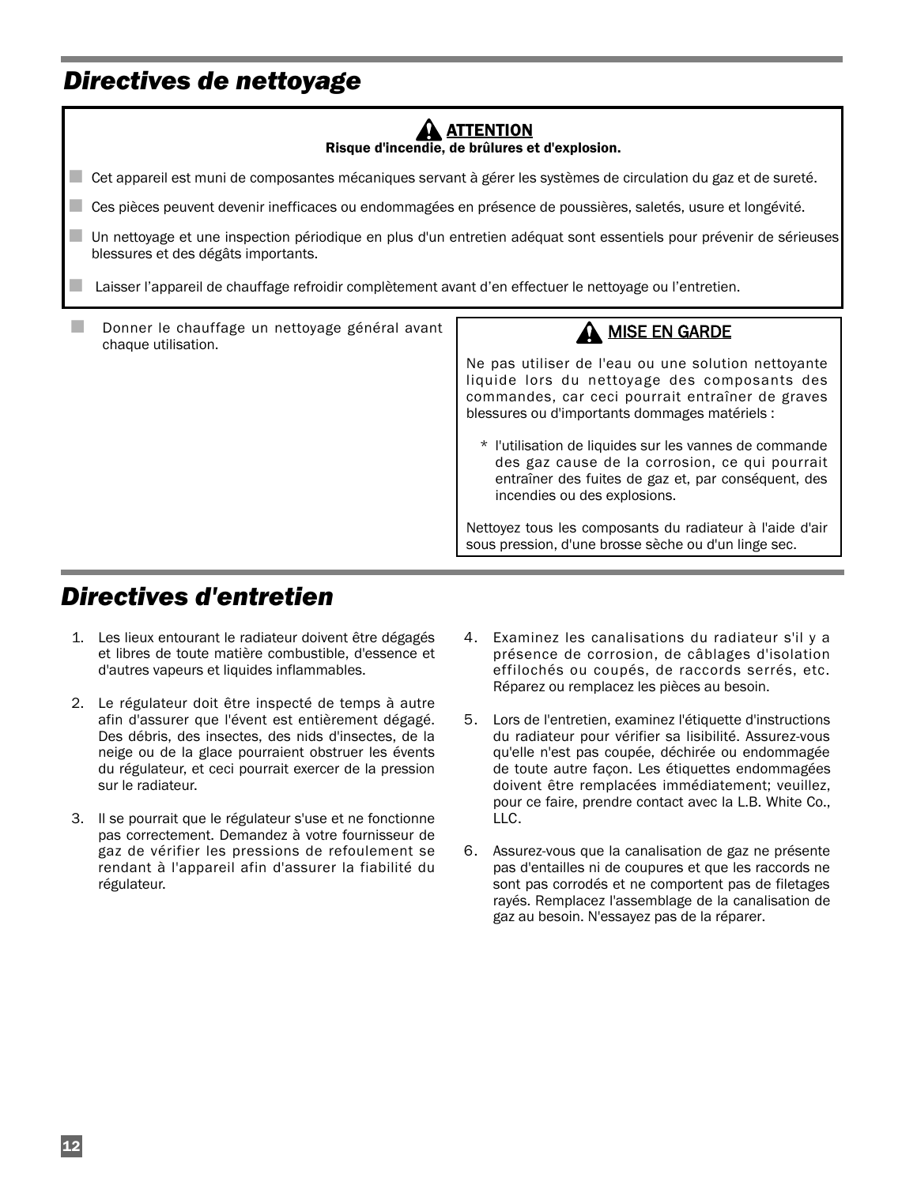## *Directives de nettoyage*

**⚠ ATTENTION**

**Risque d'incendie, de brûlures et d'explosion.**

- Cet appareil est muni de composantes mécaniques servant à gérer les systèmes de circulation du gaz et de sureté.
- Ces pièces peuvent devenir inefficaces ou endommagées en présence de poussières, saletés, usure et longévité.
- Un nettoyage et une inspection périodique en plus d'un entretien adéquat sont essentiels pour prévenir de sérieuses blessures et des dégâts importants.
- Laisser l'appareil de chauffage refroidir complètement avant d'en effectuer le nettoyage ou l'entretien.

- Donner le chauffage un nettoyage général avant chaque utilisation.

**⚠ MISE EN GARDE**

Ne pas utiliser de l'eau ou une solution nettoyante liquide lors du nettoyage des composants des commandes, car ceci pourrait entraîner de graves blessures ou d'importants dommages matériels :

\* l'utilisation de liquides sur les vannes de commande des gaz cause de la corrosion, ce qui pourrait entraîner des fuites de gaz et, par conséquent, des incendies ou des explosions.

Nettoyez tous les composants du radiateur à l'aide d'air sous pression, d'une brosse sèche ou d'un linge sec.

## *Directives d'entretien*

1. Les lieux entourant le radiateur doivent être dégagés et libres de toute matière combustible, d'essence et d'autres vapeurs et liquides inflammables.
2. Le régulateur doit être inspecté de temps à autre afin d'assurer que l'évent est entièrement dégagé. Des débris, des insectes, des nids d'insectes, de la neige ou de la glace pourraient obstruer les évents du régulateur, et ceci pourrait exercer de la pression sur le radiateur.
3. Il se pourrait que le régulateur s'use et ne fonctionne pas correctement. Demandez à votre fournisseur de gaz de vérifier les pressions de refoulement se rendant à l'appareil afin d'assurer la fiabilité du régulateur.
4. Examinez les canalisations du radiateur s'il y a présence de corrosion, de câblages d'isolation effilochés ou coupés, de raccords serrés, etc. Réparez ou remplacez les pièces au besoin.
5. Lors de l'entretien, examinez l'étiquette d'instructions du radiateur pour vérifier sa lisibilité. Assurez-vous qu'elle n'est pas coupée, déchirée ou endommagée de toute autre façon. Les étiquettes endommagées doivent être remplacées immédiatement; veuillez, pour ce faire, prendre contact avec la L.B. White Co., LLC.
6. Assurez-vous que la canalisation de gaz ne présente pas d'entailles ni de coupures et que les raccords ne sont pas corrodés et ne comportent pas de filetages rayés. Remplacez l'assemblage de la canalisation de gaz au besoin. N'essayez pas de la réparer.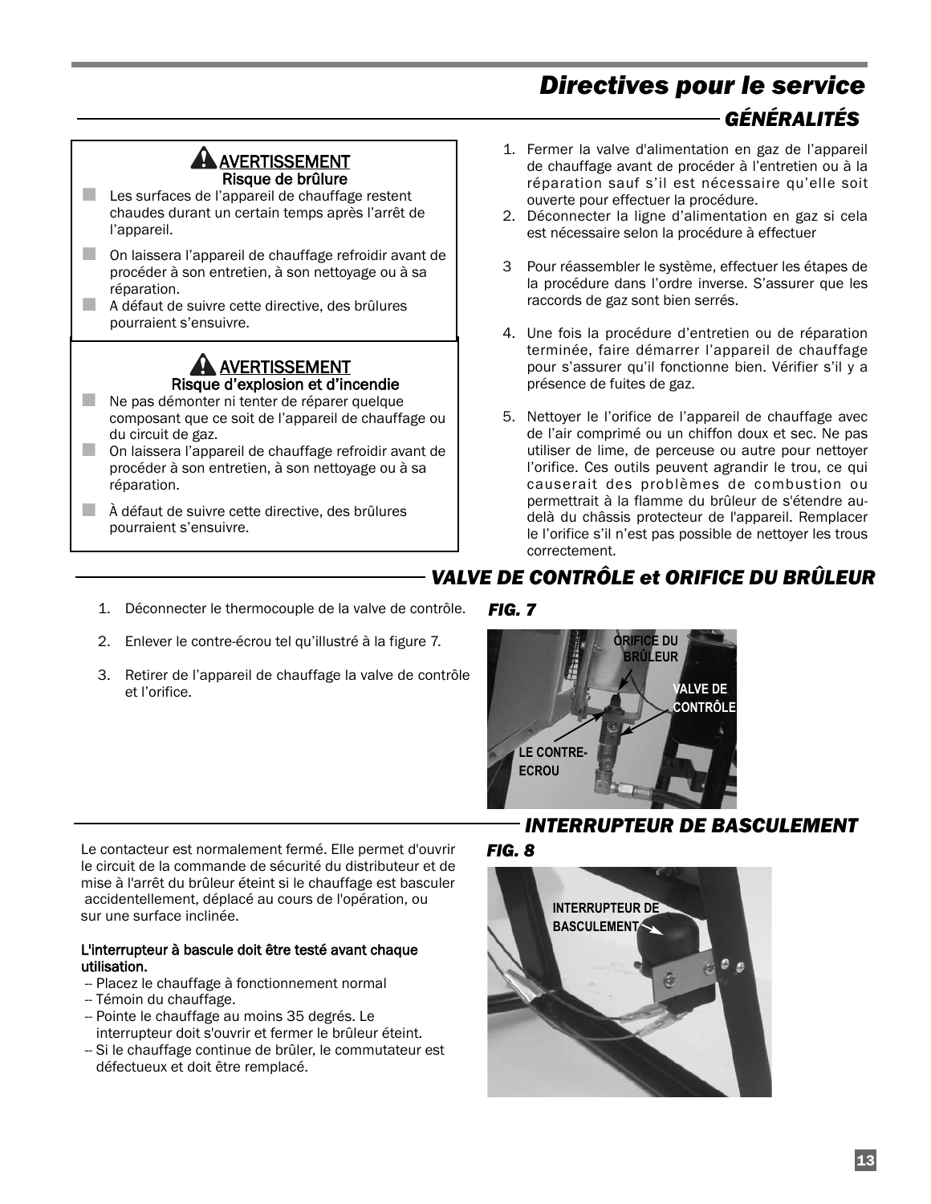# Directives pour le service

## GÉNÉRALITÉS

**⚠ AVERTISSEMENT**
**Risque de brûlure**

- Les surfaces de l'appareil de chauffage restent chaudes durant un certain temps après l'arrêt de l'appareil.
- On laissera l'appareil de chauffage refroidir avant de procéder à son entretien, à son nettoyage ou à sa réparation.
- A défaut de suivre cette directive, des brûlures pourraient s'ensuivre.

**⚠ AVERTISSEMENT**
**Risque d'explosion et d'incendie**

- Ne pas démonter ni tenter de réparer quelque composant que ce soit de l'appareil de chauffage ou du circuit de gaz.
- On laissera l'appareil de chauffage refroidir avant de procéder à son entretien, à son nettoyage ou à sa réparation.
- À défaut de suivre cette directive, des brûlures pourraient s'ensuivre.

1. Fermer la valve d'alimentation en gaz de l'appareil de chauffage avant de procéder à l'entretien ou à la réparation sauf s'il est nécessaire qu'elle soit ouverte pour effectuer la procédure.
2. Déconnecter la ligne d'alimentation en gaz si cela est nécessaire selon la procédure à effectuer
3. Pour réassembler le système, effectuer les étapes de la procédure dans l'ordre inverse. S'assurer que les raccords de gaz sont bien serrés.
4. Une fois la procédure d'entretien ou de réparation terminée, faire démarrer l'appareil de chauffage pour s'assurer qu'il fonctionne bien. Vérifier s'il y a présence de fuites de gaz.
5. Nettoyer le l'orifice de l'appareil de chauffage avec de l'air comprimé ou un chiffon doux et sec. Ne pas utiliser de lime, de perceuse ou autre pour nettoyer l'orifice. Ces outils peuvent agrandir le trou, ce qui causerait des problèmes de combustion ou permettrait à la flamme du brûleur de s'étendre au-delà du châssis protecteur de l'appareil. Remplacer le l'orifice s'il n'est pas possible de nettoyer les trous correctement.

## VALVE DE CONTRÔLE et ORIFICE DU BRÛLEUR

1. Déconnecter le thermocouple de la valve de contrôle.
2. Enlever le contre-écrou tel qu'illustré à la figure 7.
3. Retirer de l'appareil de chauffage la valve de contrôle et l'orifice.

***FIG. 7***

ORIFICE DU BRÛLEUR
VALVE DE CONTRÔLE
LE CONTRE-ECROU

## INTERRUPTEUR DE BASCULEMENT

Le contacteur est normalement fermé. Elle permet d'ouvrir le circuit de la commande de sécurité du distributeur et de mise à l'arrêt du brûleur éteint si le chauffage est basculer accidentellement, déplacé au cours de l'opération, ou sur une surface inclinée.

**L'interrupteur à bascule doit être testé avant chaque utilisation.**

- Placez le chauffage à fonctionnement normal
- Témoin du chauffage.
- Pointe le chauffage au moins 35 degrés. Le interrupteur doit s'ouvrir et fermer le brûleur éteint.
- Si le chauffage continue de brûler, le commutateur est défectueux et doit être remplacé.

***FIG. 8***

INTERRUPTEUR DE BASCULEMENT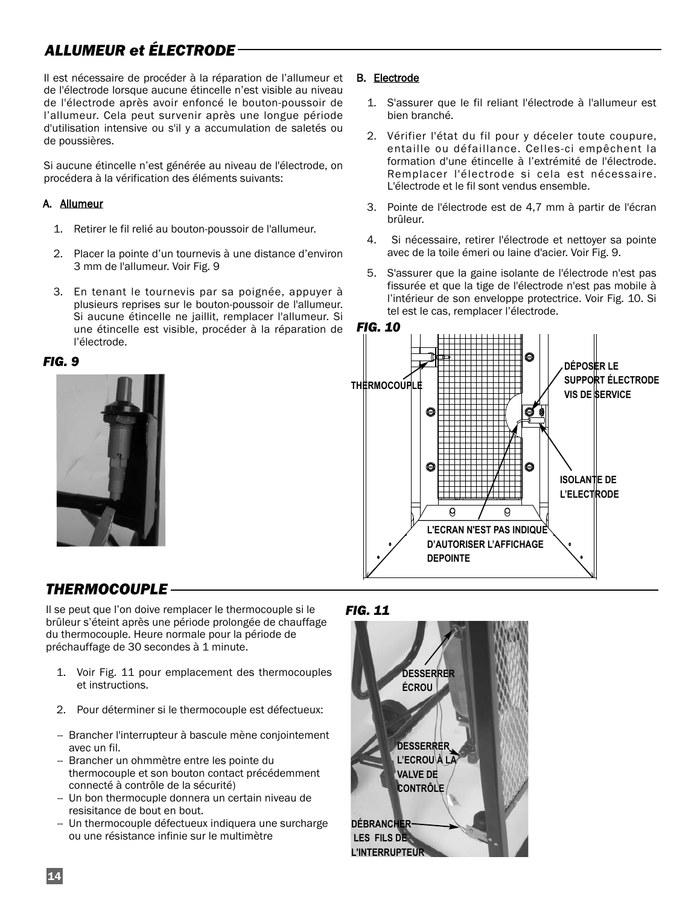## ALLUMEUR et ÉLECTRODE

Il est nécessaire de procéder à la réparation de l'allumeur et de l'électrode lorsque aucune étincelle n'est visible au niveau de l'électrode après avoir enfoncé le bouton-poussoir de l'allumeur. Cela peut survenir après une longue période d'utilisation intensive ou s'il y a accumulation de saletés ou de poussières.

Si aucune étincelle n'est générée au niveau de l'électrode, on procédera à la vérification des éléments suivants:

A. Allumeur

1. Retirer le fil relié au bouton-poussoir de l'allumeur.
2. Placer la pointe d'un tournevis à une distance d'environ 3 mm de l'allumeur. Voir Fig. 9
3. En tenant le tournevis par sa poignée, appuyer à plusieurs reprises sur le bouton-poussoir de l'allumeur. Si aucune étincelle ne jaillit, remplacer l'allumeur. Si une étincelle est visible, procéder à la réparation de l'électrode.

*FIG. 9*

B. Electrode

1. S'assurer que le fil reliant l'électrode à l'allumeur est bien branché.
2. Vérifier l'état du fil pour y déceler toute coupure, entaille ou défaillance. Celles-ci empêchent la formation d'une étincelle à l'extrémité de l'électrode. Remplacer l'électrode si cela est nécessaire. L'électrode et le fil sont vendus ensemble.
3. Pointe de l'électrode est de 4,7 mm à partir de l'écran brûleur.
4. Si nécessaire, retirer l'électrode et nettoyer sa pointe avec de la toile émeri ou laine d'acier. Voir Fig. 9.
5. S'assurer que la gaine isolante de l'électrode n'est pas fissurée et que la tige de l'électrode n'est pas mobile à l'intérieur de son enveloppe protectrice. Voir Fig. 10. Si tel est le cas, remplacer l'électrode.

*FIG. 10*

THERMOCOUPLE

DÉPOSER LE SUPPORT ÉLECTRODE VIS DE SERVICE

ISOLANTE DE L'ELECTRODE

L'ECRAN N'EST PAS INDIQUE D'AUTORISER L'AFFICHAGE DEPOINTE

## THERMOCOUPLE

Il se peut que l'on doive remplacer le thermocouple si le brûleur s'éteint après une période prolongée de chauffage du thermocouple. Heure normale pour la période de préchauffage de 30 secondes à 1 minute.

1. Voir Fig. 11 pour emplacement des thermocouples et instructions.
2. Pour déterminer si le thermocouple est défectueux:

- Brancher l'interrupteur à bascule mène conjointement avec un fil.
- Brancher un ohmmètre entre les pointe du thermocouple et son bouton contact précédemment connecté à contrôle de la sécurité)
- Un bon thermocuple donnera un certain niveau de resisitance de bout en bout.
- Un thermocouple défectueux indiquera une surcharge ou une résistance infinie sur le multimètre

*FIG. 11*

DESSERRER ÉCROU

DESSERRER L'ECROU À LA VALVE DE CONTRÔLE

DÉBRANCHER LES FILS DE L'INTERRUPTEUR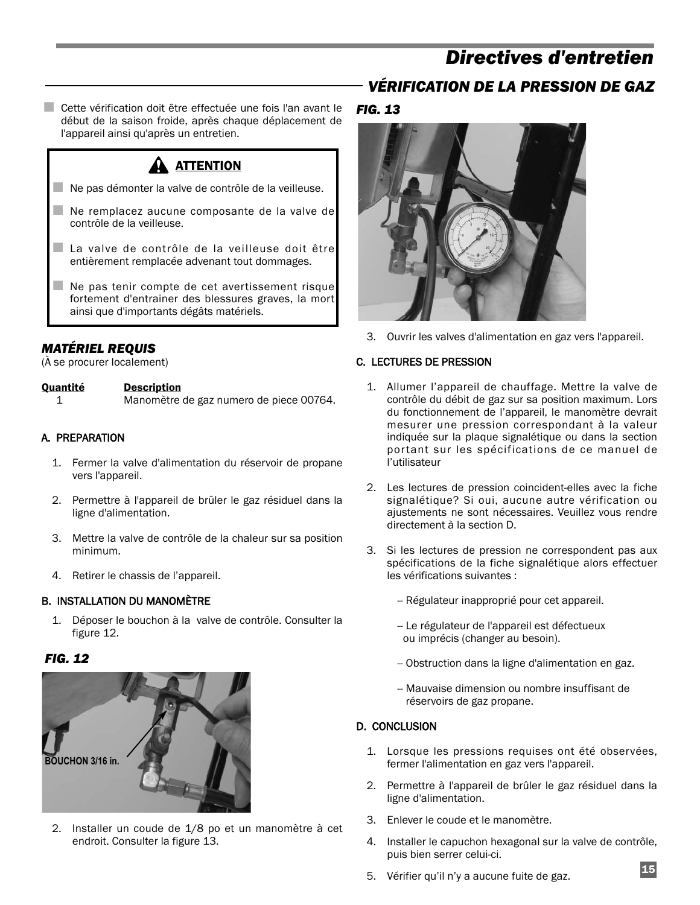# Directives d'entretien

## VÉRIFICATION DE LA PRESSION DE GAZ

- Cette vérification doit être effectuée une fois l'an avant le début de la saison froide, après chaque déplacement de l'appareil ainsi qu'après un entretien.

> **⚠ ATTENTION**
>
> - Ne pas démonter la valve de contrôle de la veilleuse.
> - Ne remplacez aucune composante de la valve de contrôle de la veilleuse.
> - La valve de contrôle de la veilleuse doit être entièrement remplacée advenant tout dommages.
> - Ne pas tenir compte de cet avertissement risque fortement d'entrainer des blessures graves, la mort ainsi que d'importants dégâts matériels.

### *MATÉRIEL REQUIS*

(À se procurer localement)

| Quantité | Description |
|---|---|
| 1 | Manomètre de gaz numero de piece 00764. |

#### A. PREPARATION

1. Fermer la valve d'alimentation du réservoir de propane vers l'appareil.
2. Permettre à l'appareil de brûler le gaz résiduel dans la ligne d'alimentation.
3. Mettre la valve de contrôle de la chaleur sur sa position minimum.
4. Retirer le chassis de l'appareil.

#### B. INSTALLATION DU MANOMÈTRE

1. Déposer le bouchon à la valve de contrôle. Consulter la figure 12.

***FIG. 12***

BOUCHON 3/16 in.

2. Installer un coude de 1/8 po et un manomètre à cet endroit. Consulter la figure 13.

***FIG. 13***

3. Ouvrir les valves d'alimentation en gaz vers l'appareil.

#### C. LECTURES DE PRESSION

1. Allumer l'appareil de chauffage. Mettre la valve de contrôle du débit de gaz sur sa position maximum. Lors du fonctionnement de l'appareil, le manomètre devrait mesurer une pression correspondant à la valeur indiquée sur la plaque signalétique ou dans la section portant sur les spécifications de ce manuel de l'utilisateur
2. Les lectures de pression coincident-elles avec la fiche signalétique? Si oui, aucune autre vérification ou ajustements ne sont nécessaires. Veuillez vous rendre directement à la section D.
3. Si les lectures de pression ne correspondent pas aux spécifications de la fiche signalétique alors effectuer les vérifications suivantes :

   -- Régulateur inapproprié pour cet appareil.

   -- Le régulateur de l'appareil est défectueux ou imprécis (changer au besoin).

   -- Obstruction dans la ligne d'alimentation en gaz.

   -- Mauvaise dimension ou nombre insuffisant de réservoirs de gaz propane.

#### D. CONCLUSION

1. Lorsque les pressions requises ont été observées, fermer l'alimentation en gaz vers l'appareil.
2. Permettre à l'appareil de brûler le gaz résiduel dans la ligne d'alimentation.
3. Enlever le coude et le manomètre.
4. Installer le capuchon hexagonal sur la valve de contrôle, puis bien serrer celui-ci.
5. Vérifier qu'il n'y a aucune fuite de gaz.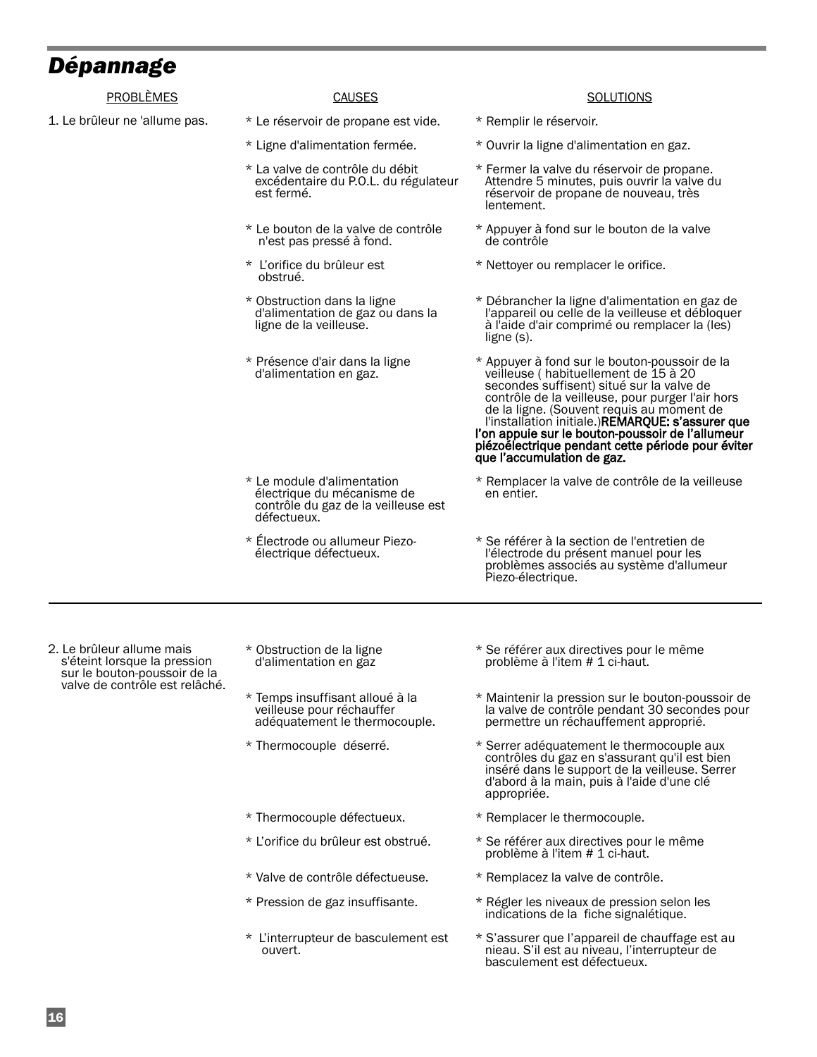## *Dépannage*

| PROBLÈMES | CAUSES | SOLUTIONS |
|---|---|---|
| 1. Le brûleur ne 'allume pas. | * Le réservoir de propane est vide. | * Remplir le réservoir. |
| | * Ligne d'alimentation fermée. | * Ouvrir la ligne d'alimentation en gaz. |
| | * La valve de contrôle du débit excédentaire du P.O.L. du régulateur est fermé. | * Fermer la valve du réservoir de propane. Attendre 5 minutes, puis ouvrir la valve du réservoir de propane de nouveau, très lentement. |
| | * Le bouton de la valve de contrôle n'est pas pressé à fond. | * Appuyer à fond sur le bouton de la valve de contrôle |
| | * L'orifice du brûleur est obstrué. | * Nettoyer ou remplacer le orifice. |
| | * Obstruction dans la ligne d'alimentation de gaz ou dans la ligne de la veilleuse. | * Débrancher la ligne d'alimentation en gaz de l'appareil ou celle de la veilleuse et débloquer à l'aide d'air comprimé ou remplacer la (les) ligne (s). |
| | * Présence d'air dans la ligne d'alimentation en gaz. | * Appuyer à fond sur le bouton-poussoir de la veilleuse ( habituellement de 15 à 20 secondes suffisent) situé sur la valve de contrôle de la veilleuse, pour purger l'air hors de la ligne. (Souvent requis au moment de l'installation initiale.)**REMARQUE: s'assurer que l'on appuie sur le bouton-poussoir de l'allumeur piézoélectrique pendant cette période pour éviter que l'accumulation de gaz.** |
| | * Le module d'alimentation électrique du mécanisme de contrôle du gaz de la veilleuse est défectueux. | * Remplacer la valve de contrôle de la veilleuse en entier. |
| | * Électrode ou allumeur Piezo-électrique défectueux. | * Se référer à la section de l'entretien de l'électrode du présent manuel pour les problèmes associés au système d'allumeur Piezo-électrique. |
| 2. Le brûleur allume mais s'éteint lorsque la pression sur le bouton-poussoir de la valve de contrôle est relâché. | * Obstruction de la ligne d'alimentation en gaz | * Se référer aux directives pour le même problème à l'item # 1 ci-haut. |
| | * Temps insuffisant alloué à la veilleuse pour réchauffer adéquatement le thermocouple. | * Maintenir la pression sur le bouton-poussoir de la valve de contrôle pendant 30 secondes pour permettre un réchauffement approprié. |
| | * Thermocouple déserré. | * Serrer adéquatement le thermocouple aux contrôles du gaz en s'assurant qu'il est bien inséré dans le support de la veilleuse. Serrer d'abord à la main, puis à l'aide d'une clé appropriée. |
| | * Thermocouple défectueux. | * Remplacer le thermocouple. |
| | * L'orifice du brûleur est obstrué. | * Se référer aux directives pour le même problème à l'item # 1 ci-haut. |
| | * Valve de contrôle défectueuse. | * Remplacez la valve de contrôle. |
| | * Pression de gaz insuffisante. | * Régler les niveaux de pression selon les indications de la fiche signalétique. |
| | * L'interrupteur de basculement est ouvert. | * S'assurer que l'appareil de chauffage est au nieau. S'il est au niveau, l'interrupteur de basculement est défectueux. |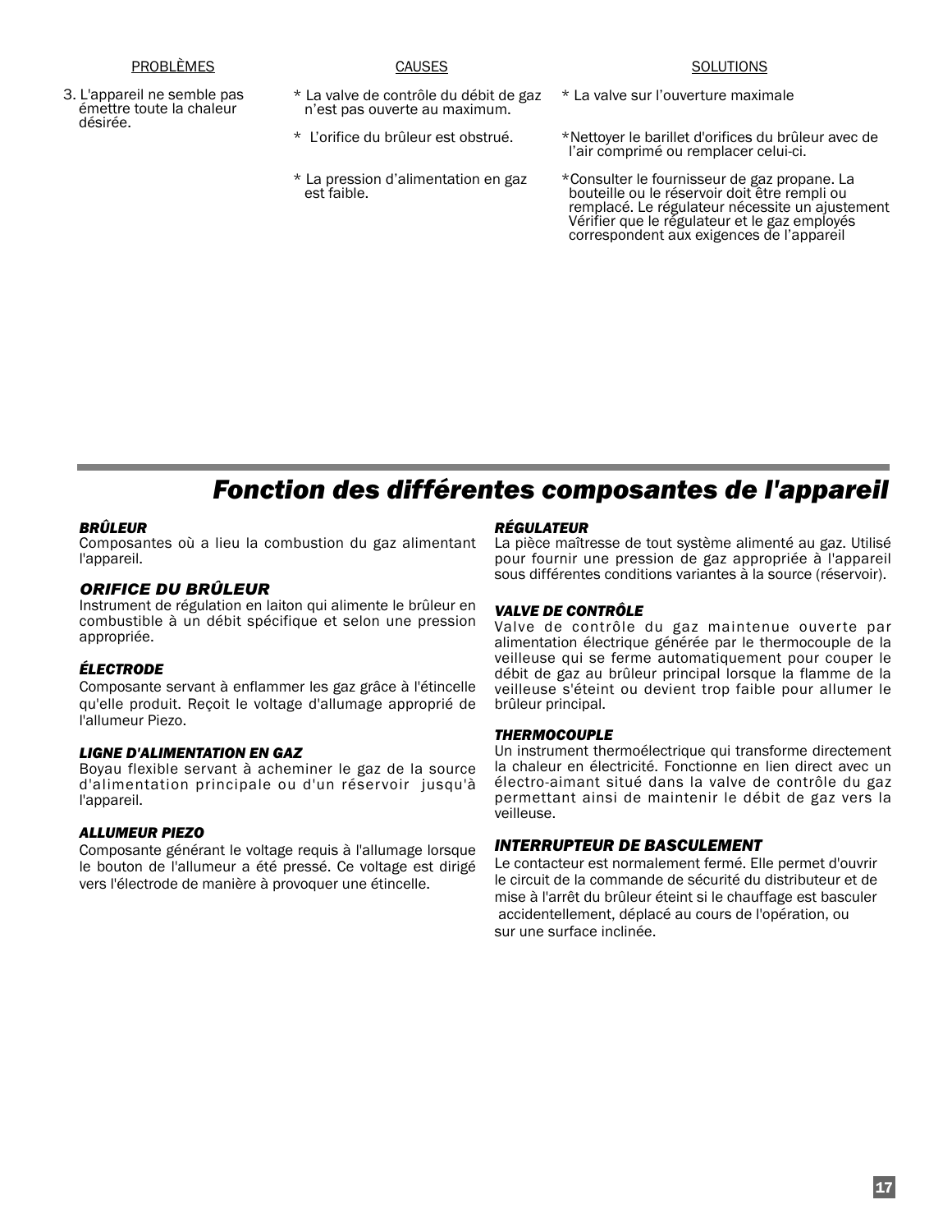| PROBLÈMES | CAUSES | SOLUTIONS |
|---|---|---|
| 3. L'appareil ne semble pas émettre toute la chaleur désirée. | * La valve de contrôle du débit de gaz n'est pas ouverte au maximum. | * La valve sur l'ouverture maximale |
| | * L'orifice du brûleur est obstrué. | *Nettoyer le barillet d'orifices du brûleur avec de l'air comprimé ou remplacer celui-ci. |
| | * La pression d'alimentation en gaz est faible. | *Consulter le fournisseur de gaz propane. La bouteille ou le réservoir doit être rempli ou remplacé. Le régulateur nécessite un ajustement Vérifier que le régulateur et le gaz employés correspondent aux exigences de l'appareil |

## Fonction des différentes composantes de l'appareil

***BRÛLEUR***
Composantes où a lieu la combustion du gaz alimentant l'appareil.

***ORIFICE DU BRÛLEUR***
Instrument de régulation en laiton qui alimente le brûleur en combustible à un débit spécifique et selon une pression appropriée.

***ÉLECTRODE***
Composante servant à enflammer les gaz grâce à l'étincelle qu'elle produit. Reçoit le voltage d'allumage approprié de l'allumeur Piezo.

***LIGNE D'ALIMENTATION EN GAZ***
Boyau flexible servant à acheminer le gaz de la source d'alimentation principale ou d'un réservoir jusqu'à l'appareil.

***ALLUMEUR PIEZO***
Composante générant le voltage requis à l'allumage lorsque le bouton de l'allumeur a été pressé. Ce voltage est dirigé vers l'électrode de manière à provoquer une étincelle.

***RÉGULATEUR***
La pièce maîtresse de tout système alimenté au gaz. Utilisé pour fournir une pression de gaz appropriée à l'appareil sous différentes conditions variantes à la source (réservoir).

***VALVE DE CONTRÔLE***
Valve de contrôle du gaz maintenue ouverte par alimentation électrique générée par le thermocouple de la veilleuse qui se ferme automatiquement pour couper le débit de gaz au brûleur principal lorsque la flamme de la veilleuse s'éteint ou devient trop faible pour allumer le brûleur principal.

***THERMOCOUPLE***
Un instrument thermoélectrique qui transforme directement la chaleur en électricité. Fonctionne en lien direct avec un électro-aimant situé dans la valve de contrôle du gaz permettant ainsi de maintenir le débit de gaz vers la veilleuse.

***INTERRUPTEUR DE BASCULEMENT***
Le contacteur est normalement fermé. Elle permet d'ouvrir le circuit de la commande de sécurité du distributeur et de mise à l'arrêt du brûleur éteint si le chauffage est basculer accidentellement, déplacé au cours de l'opération, ou sur une surface inclinée.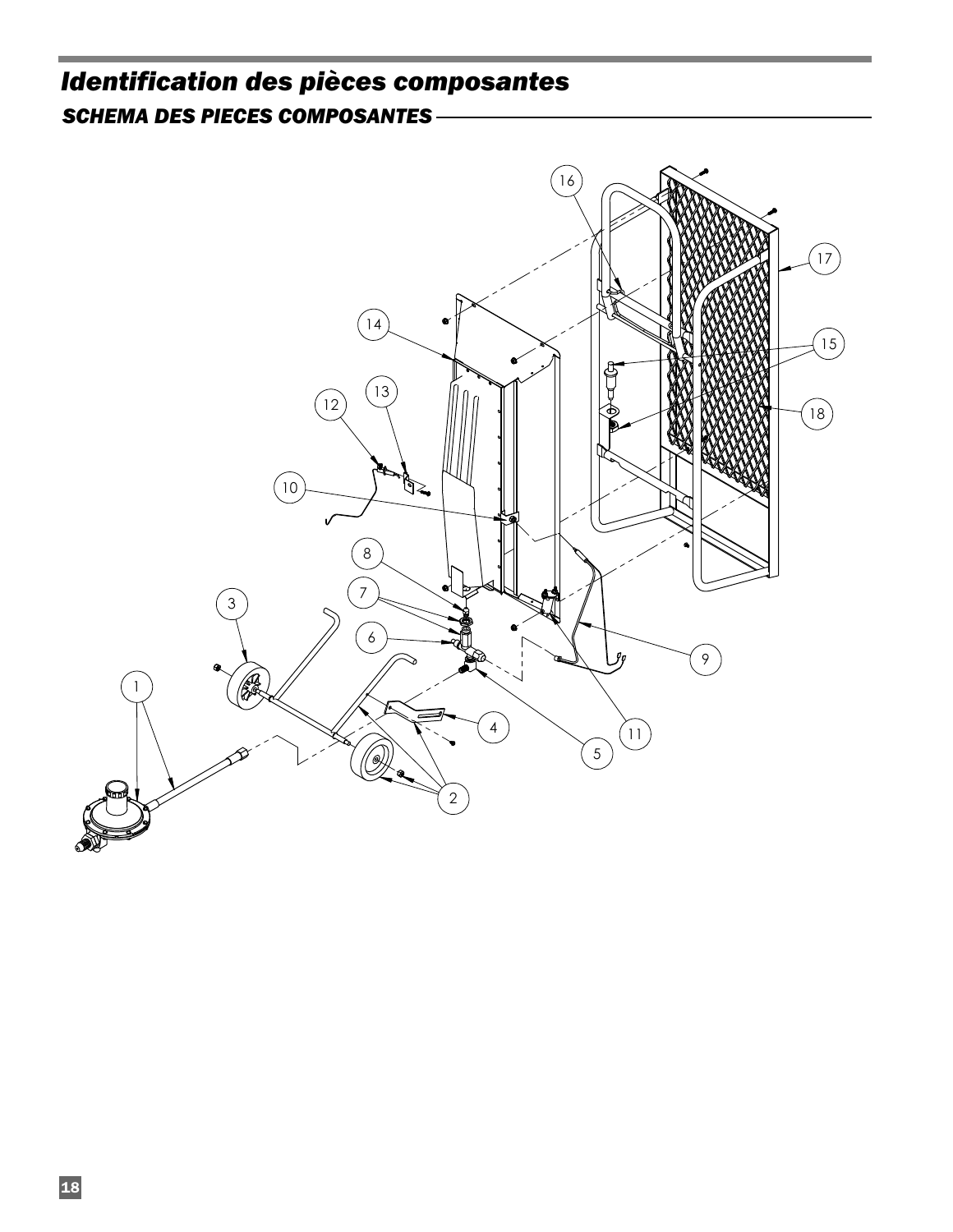# Identification des pièces composantes

## SCHEMA DES PIECES COMPOSANTES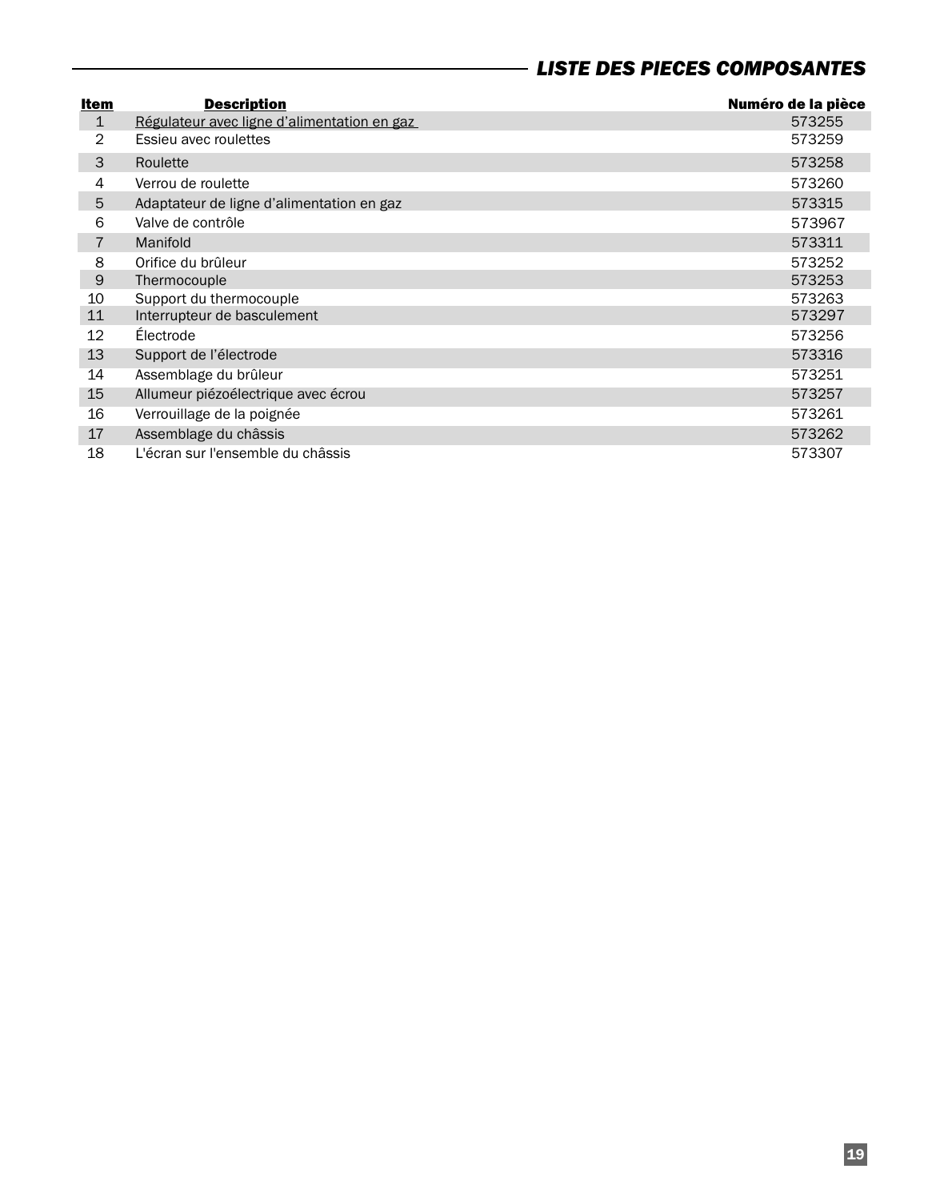## *LISTE DES PIECES COMPOSANTES*

| Item | Description | Numéro de la pièce |
|---|---|---|
| 1 | Régulateur avec ligne d'alimentation en gaz | 573255 |
| 2 | Essieu avec roulettes | 573259 |
| 3 | Roulette | 573258 |
| 4 | Verrou de roulette | 573260 |
| 5 | Adaptateur de ligne d'alimentation en gaz | 573315 |
| 6 | Valve de contrôle | 573967 |
| 7 | Manifold | 573311 |
| 8 | Orifice du brûleur | 573252 |
| 9 | Thermocouple | 573253 |
| 10 | Support du thermocouple | 573263 |
| 11 | Interrupteur de basculement | 573297 |
| 12 | Électrode | 573256 |
| 13 | Support de l'électrode | 573316 |
| 14 | Assemblage du brûleur | 573251 |
| 15 | Allumeur piézoélectrique avec écrou | 573257 |
| 16 | Verrouillage de la poignée | 573261 |
| 17 | Assemblage du châssis | 573262 |
| 18 | L'écran sur l'ensemble du châssis | 573307 |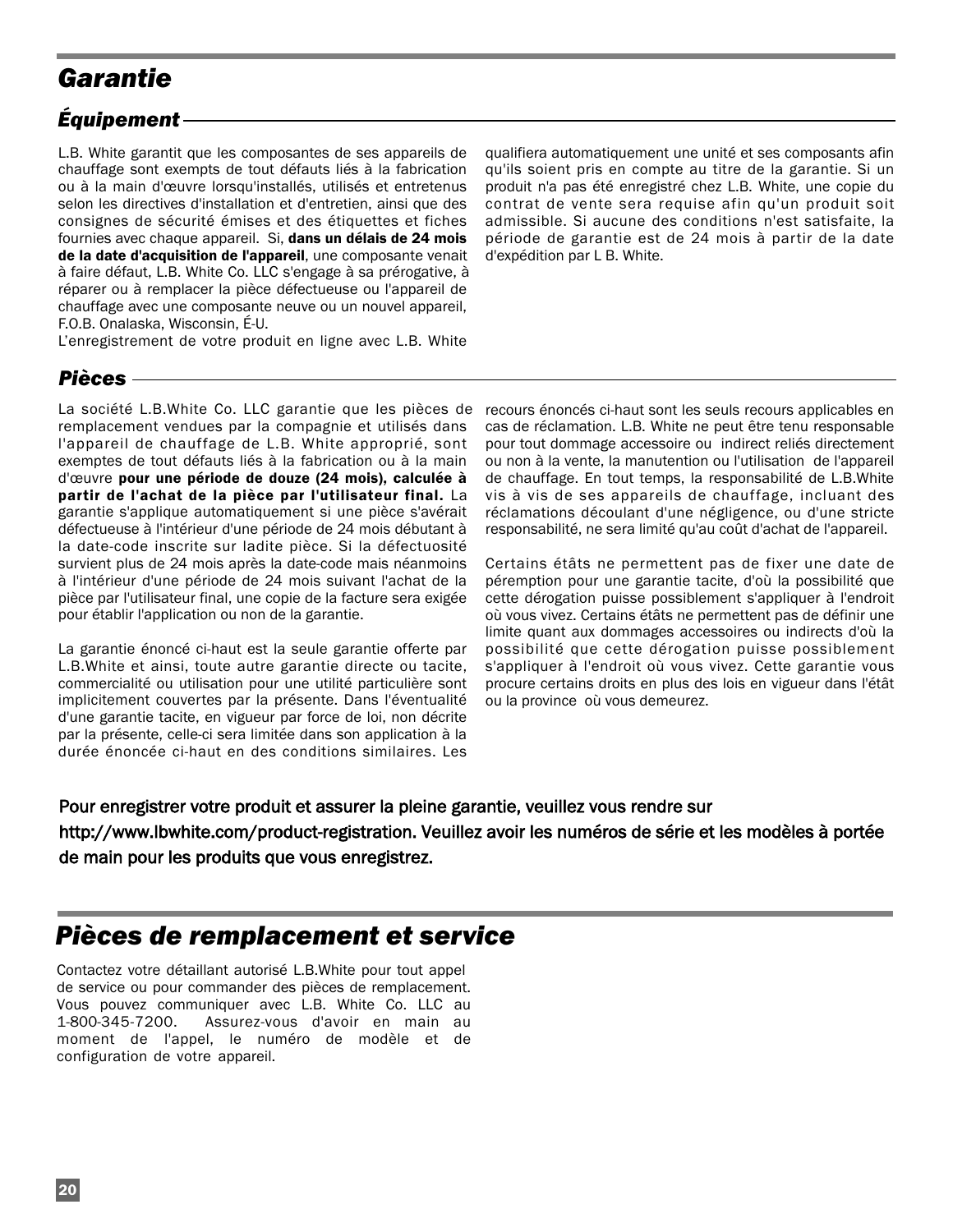# Garantie

## Équipement

L.B. White garantit que les composantes de ses appareils de chauffage sont exempts de tout défauts liés à la fabrication ou à la main d'œuvre lorsqu'installés, utilisés et entretenus selon les directives d'installation et d'entretien, ainsi que des consignes de sécurité émises et des étiquettes et fiches fournies avec chaque appareil. Si, **dans un délais de 24 mois de la date d'acquisition de l'appareil**, une composante venait à faire défaut, L.B. White Co. LLC s'engage à sa prérogative, à réparer ou à remplacer la pièce défectueuse ou l'appareil de chauffage avec une composante neuve ou un nouvel appareil, F.O.B. Onalaska, Wisconsin, É-U.

L'enregistrement de votre produit en ligne avec L.B. White qualifiera automatiquement une unité et ses composants afin qu'ils soient pris en compte au titre de la garantie. Si un produit n'a pas été enregistré chez L.B. White, une copie du contrat de vente sera requise afin qu'un produit soit admissible. Si aucune des conditions n'est satisfaite, la période de garantie est de 24 mois à partir de la date d'expédition par L B. White.

## Pièces

La société L.B.White Co. LLC garantie que les pièces de remplacement vendues par la compagnie et utilisés dans l'appareil de chauffage de L.B. White approprié, sont exemptes de tout défauts liés à la fabrication ou à la main d'œuvre **pour une période de douze (24 mois), calculée à partir de l'achat de la pièce par l'utilisateur final.** La garantie s'applique automatiquement si une pièce s'avérait défectueuse à l'intérieur d'une période de 24 mois débutant à la date-code inscrite sur ladite pièce. Si la défectuosité survient plus de 24 mois après la date-code mais néanmoins à l'intérieur d'une période de 24 mois suivant l'achat de la pièce par l'utilisateur final, une copie de la facture sera exigée pour établir l'application ou non de la garantie.

La garantie énoncé ci-haut est la seule garantie offerte par L.B.White et ainsi, toute autre garantie directe ou tacite, commercialité ou utilisation pour une utilité particulière sont implicitement couvertes par la présente. Dans l'éventualité d'une garantie tacite, en vigueur par force de loi, non décrite par la présente, celle-ci sera limitée dans son application à la durée énoncée ci-haut en des conditions similaires. Les recours énoncés ci-haut sont les seuls recours applicables en cas de réclamation. L.B. White ne peut être tenu responsable pour tout dommage accessoire ou indirect reliés directement ou non à la vente, la manutention ou l'utilisation de l'appareil de chauffage. En tout temps, la responsabilité de L.B.White vis à vis de ses appareils de chauffage, incluant des réclamations découlant d'une négligence, ou d'une stricte responsabilité, ne sera limité qu'au coût d'achat de l'appareil.

Certains états ne permettent pas de fixer une date de péremption pour une garantie tacite, d'où la possibilité que cette dérogation puisse possiblement s'appliquer à l'endroit où vous vivez. Certains états ne permettent pas de définir une limite quant aux dommages accessoires ou indirects d'où la possibilité que cette dérogation puisse possiblement s'appliquer à l'endroit où vous vivez. Cette garantie vous procure certains droits en plus des lois en vigueur dans l'étât ou la province où vous demeurez.

Pour enregistrer votre produit et assurer la pleine garantie, veuillez vous rendre sur http://www.lbwhite.com/product-registration. Veuillez avoir les numéros de série et les modèles à portée de main pour les produits que vous enregistrez.

# Pièces de remplacement et service

Contactez votre détaillant autorisé L.B.White pour tout appel de service ou pour commander des pièces de remplacement. Vous pouvez communiquer avec L.B. White Co. LLC au 1-800-345-7200. Assurez-vous d'avoir en main au moment de l'appel, le numéro de modèle et de configuration de votre appareil.